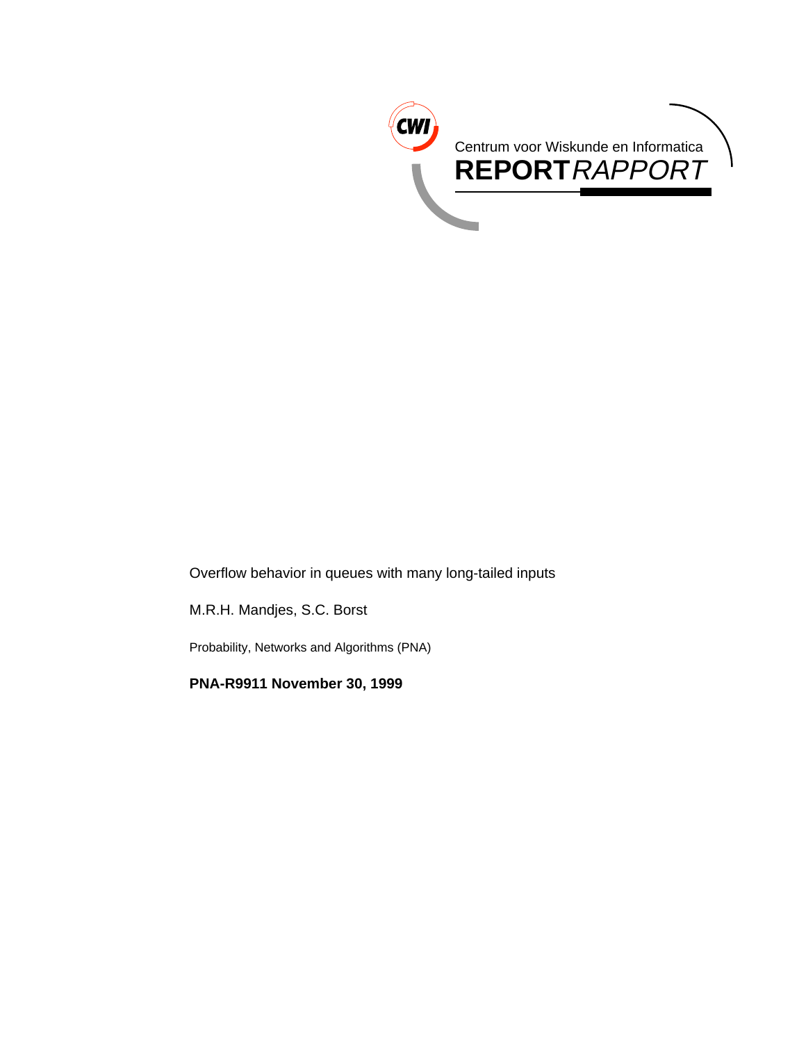Centrum voor Wiskunde en Informatica

**REPORT** *RAPPORT*

Overflow behavior in queues with many long-tailed inputs

M.R.H. Mandjes, S.C. Borst

Probability, Networks and Algorithms (PNA)

**PNA-R9911 November 30, 1999**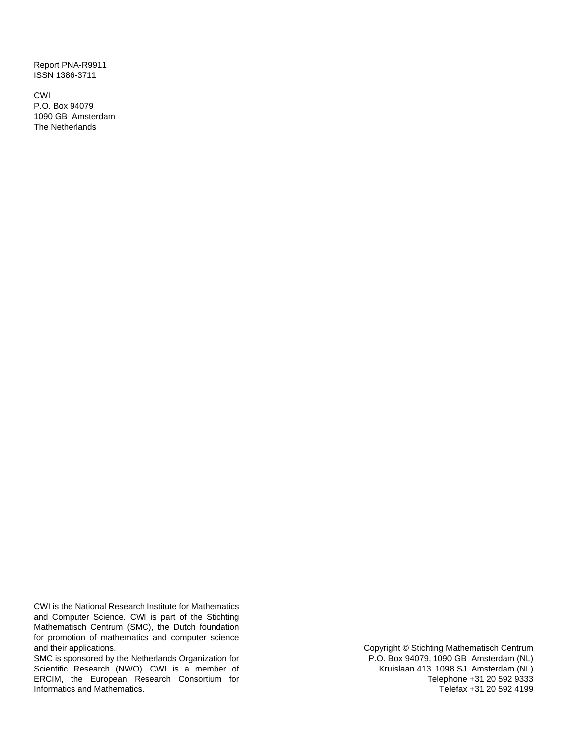Report PNA-R9911
ISSN 1386-3711

CWI
P.O. Box 94079
1090 GB Amsterdam
The Netherlands

CWI is the National Research Institute for Mathematics and Computer Science. CWI is part of the Stichting Mathematisch Centrum (SMC), the Dutch foundation for promotion of mathematics and computer science and their applications.
SMC is sponsored by the Netherlands Organization for Scientific Research (NWO). CWI is a member of ERCIM, the European Research Consortium for Informatics and Mathematics.

Copyright © Stichting Mathematisch Centrum
P.O. Box 94079, 1090 GB Amsterdam (NL)
Kruislaan 413, 1098 SJ Amsterdam (NL)
Telephone +31 20 592 9333
Telefax +31 20 592 4199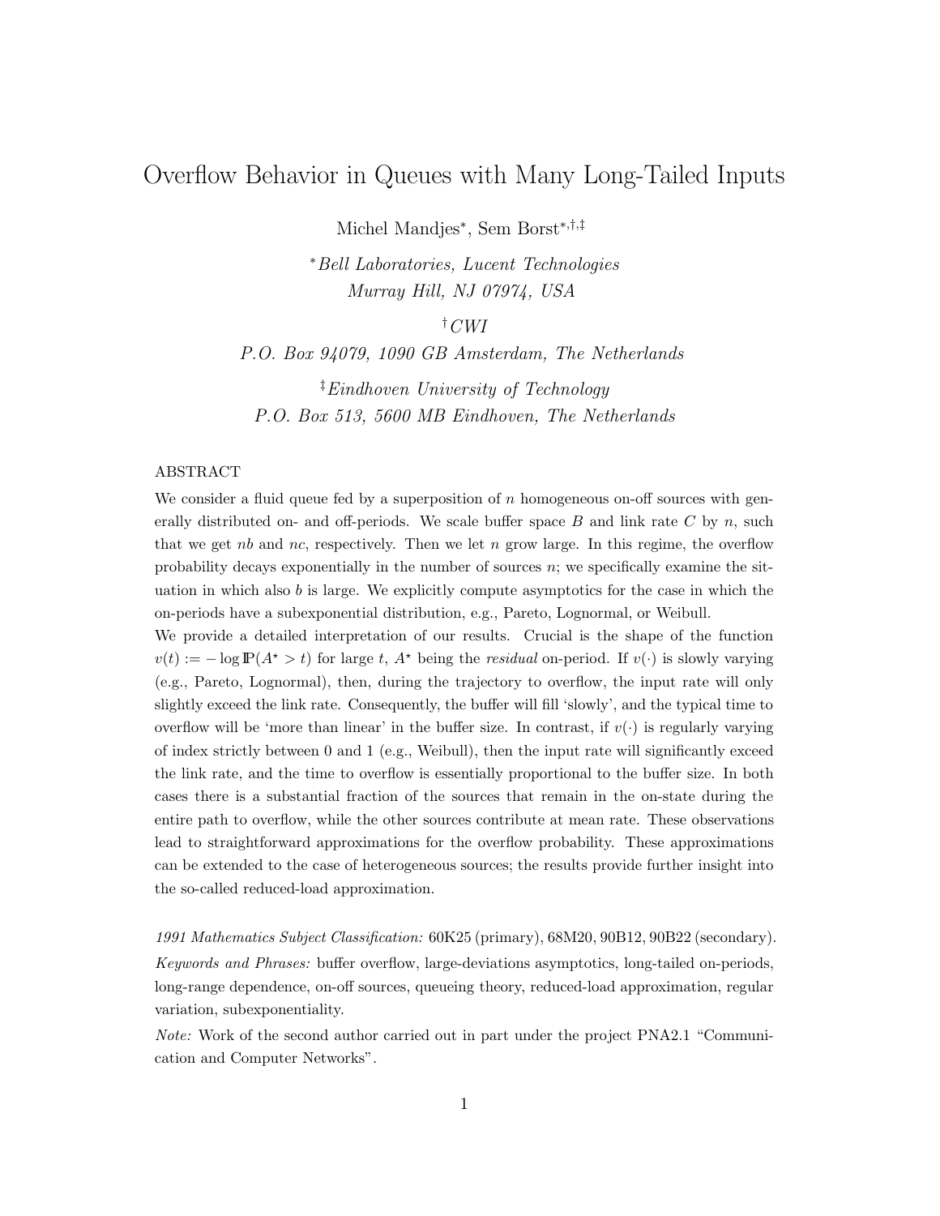# Overflow Behavior in Queues with Many Long-Tailed Inputs

Michel Mandjes[*], Sem Borst[*,†,‡]

[*]*Bell Laboratories, Lucent Technologies*
*Murray Hill, NJ 07974, USA*

[†]*CWI*
*P.O. Box 94079, 1090 GB Amsterdam, The Netherlands*

[‡]*Eindhoven University of Technology*
*P.O. Box 513, 5600 MB Eindhoven, The Netherlands*

ABSTRACT

We consider a fluid queue fed by a superposition of $n$ homogeneous on-off sources with generally distributed on- and off-periods. We scale buffer space $B$ and link rate $C$ by $n$, such that we get $nb$ and $nc$, respectively. Then we let $n$ grow large. In this regime, the overflow probability decays exponentially in the number of sources $n$; we specifically examine the situation in which also $b$ is large. We explicitly compute asymptotics for the case in which the on-periods have a subexponential distribution, e.g., Pareto, Lognormal, or Weibull.

We provide a detailed interpretation of our results. Crucial is the shape of the function $v(t) := -\log \mathbb{P}(A^\star > t)$ for large $t$, $A^\star$ being the *residual* on-period. If $v(\cdot)$ is slowly varying (e.g., Pareto, Lognormal), then, during the trajectory to overflow, the input rate will only slightly exceed the link rate. Consequently, the buffer will fill 'slowly', and the typical time to overflow will be 'more than linear' in the buffer size. In contrast, if $v(\cdot)$ is regularly varying of index strictly between 0 and 1 (e.g., Weibull), then the input rate will significantly exceed the link rate, and the time to overflow is essentially proportional to the buffer size. In both cases there is a substantial fraction of the sources that remain in the on-state during the entire path to overflow, while the other sources contribute at mean rate. These observations lead to straightforward approximations for the overflow probability. These approximations can be extended to the case of heterogeneous sources; the results provide further insight into the so-called reduced-load approximation.

*1991 Mathematics Subject Classification:* 60K25 (primary), 68M20, 90B12, 90B22 (secondary).

*Keywords and Phrases:* buffer overflow, large-deviations asymptotics, long-tailed on-periods, long-range dependence, on-off sources, queueing theory, reduced-load approximation, regular variation, subexponentiality.

*Note:* Work of the second author carried out in part under the project PNA2.1 "Communication and Computer Networks".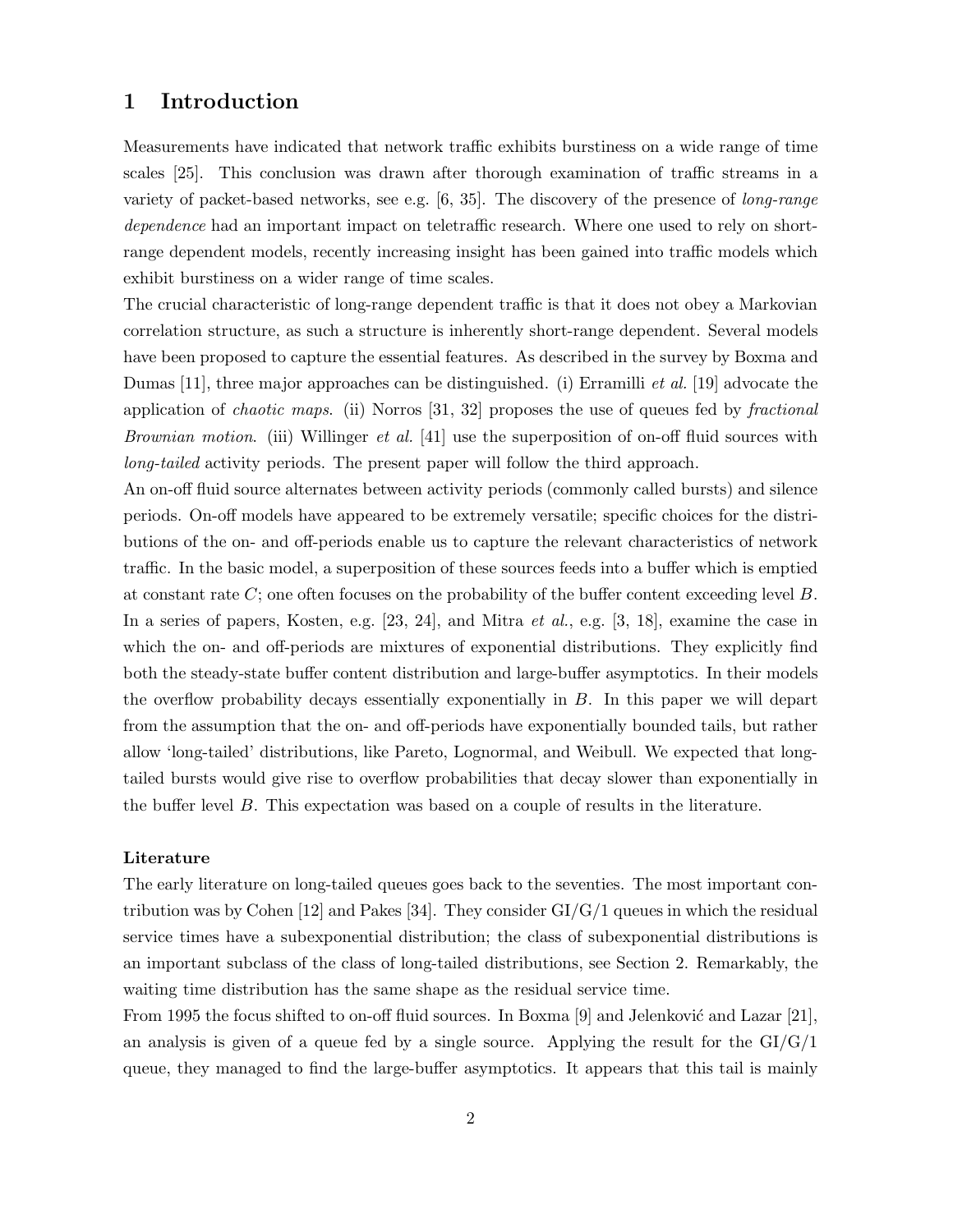# 1 Introduction

Measurements have indicated that network traffic exhibits burstiness on a wide range of time scales [25]. This conclusion was drawn after thorough examination of traffic streams in a variety of packet-based networks, see e.g. [6, 35]. The discovery of the presence of *long-range dependence* had an important impact on teletraffic research. Where one used to rely on short-range dependent models, recently increasing insight has been gained into traffic models which exhibit burstiness on a wider range of time scales.

The crucial characteristic of long-range dependent traffic is that it does not obey a Markovian correlation structure, as such a structure is inherently short-range dependent. Several models have been proposed to capture the essential features. As described in the survey by Boxma and Dumas [11], three major approaches can be distinguished. (i) Erramilli *et al.* [19] advocate the application of *chaotic maps*. (ii) Norros [31, 32] proposes the use of queues fed by *fractional Brownian motion*. (iii) Willinger *et al.* [41] use the superposition of on-off fluid sources with *long-tailed* activity periods. The present paper will follow the third approach.

An on-off fluid source alternates between activity periods (commonly called bursts) and silence periods. On-off models have appeared to be extremely versatile; specific choices for the distributions of the on- and off-periods enable us to capture the relevant characteristics of network traffic. In the basic model, a superposition of these sources feeds into a buffer which is emptied at constant rate $C$; one often focuses on the probability of the buffer content exceeding level $B$. In a series of papers, Kosten, e.g. [23, 24], and Mitra *et al.*, e.g. [3, 18], examine the case in which the on- and off-periods are mixtures of exponential distributions. They explicitly find both the steady-state buffer content distribution and large-buffer asymptotics. In their models the overflow probability decays essentially exponentially in $B$. In this paper we will depart from the assumption that the on- and off-periods have exponentially bounded tails, but rather allow 'long-tailed' distributions, like Pareto, Lognormal, and Weibull. We expected that long-tailed bursts would give rise to overflow probabilities that decay slower than exponentially in the buffer level $B$. This expectation was based on a couple of results in the literature.

**Literature**

The early literature on long-tailed queues goes back to the seventies. The most important contribution was by Cohen [12] and Pakes [34]. They consider GI/G/1 queues in which the residual service times have a subexponential distribution; the class of subexponential distributions is an important subclass of the class of long-tailed distributions, see Section 2. Remarkably, the waiting time distribution has the same shape as the residual service time.

From 1995 the focus shifted to on-off fluid sources. In Boxma [9] and Jelenković and Lazar [21], an analysis is given of a queue fed by a single source. Applying the result for the GI/G/1 queue, they managed to find the large-buffer asymptotics. It appears that this tail is mainly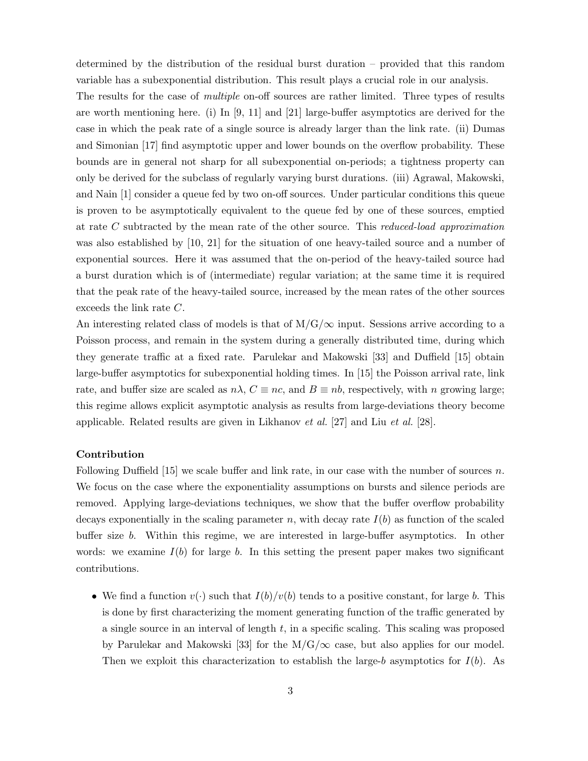determined by the distribution of the residual burst duration – provided that this random variable has a subexponential distribution. This result plays a crucial role in our analysis.

The results for the case of *multiple* on-off sources are rather limited. Three types of results are worth mentioning here. (i) In [9, 11] and [21] large-buffer asymptotics are derived for the case in which the peak rate of a single source is already larger than the link rate. (ii) Dumas and Simonian [17] find asymptotic upper and lower bounds on the overflow probability. These bounds are in general not sharp for all subexponential on-periods; a tightness property can only be derived for the subclass of regularly varying burst durations. (iii) Agrawal, Makowski, and Nain [1] consider a queue fed by two on-off sources. Under particular conditions this queue is proven to be asymptotically equivalent to the queue fed by one of these sources, emptied at rate $C$ subtracted by the mean rate of the other source. This *reduced-load approximation* was also established by [10, 21] for the situation of one heavy-tailed source and a number of exponential sources. Here it was assumed that the on-period of the heavy-tailed source had a burst duration which is of (intermediate) regular variation; at the same time it is required that the peak rate of the heavy-tailed source, increased by the mean rates of the other sources exceeds the link rate $C$.

An interesting related class of models is that of M/G/$\infty$ input. Sessions arrive according to a Poisson process, and remain in the system during a generally distributed time, during which they generate traffic at a fixed rate. Parulekar and Makowski [33] and Duffield [15] obtain large-buffer asymptotics for subexponential holding times. In [15] the Poisson arrival rate, link rate, and buffer size are scaled as $n\lambda$, $C \equiv nc$, and $B \equiv nb$, respectively, with $n$ growing large; this regime allows explicit asymptotic analysis as results from large-deviations theory become applicable. Related results are given in Likhanov *et al.* [27] and Liu *et al.* [28].

**Contribution**

Following Duffield [15] we scale buffer and link rate, in our case with the number of sources $n$. We focus on the case where the exponentiality assumptions on bursts and silence periods are removed. Applying large-deviations techniques, we show that the buffer overflow probability decays exponentially in the scaling parameter $n$, with decay rate $I(b)$ as function of the scaled buffer size $b$. Within this regime, we are interested in large-buffer asymptotics. In other words: we examine $I(b)$ for large $b$. In this setting the present paper makes two significant contributions.

- We find a function $v(\cdot)$ such that $I(b)/v(b)$ tends to a positive constant, for large $b$. This is done by first characterizing the moment generating function of the traffic generated by a single source in an interval of length $t$, in a specific scaling. This scaling was proposed by Parulekar and Makowski [33] for the M/G/$\infty$ case, but also applies for our model. Then we exploit this characterization to establish the large-$b$ asymptotics for $I(b)$. As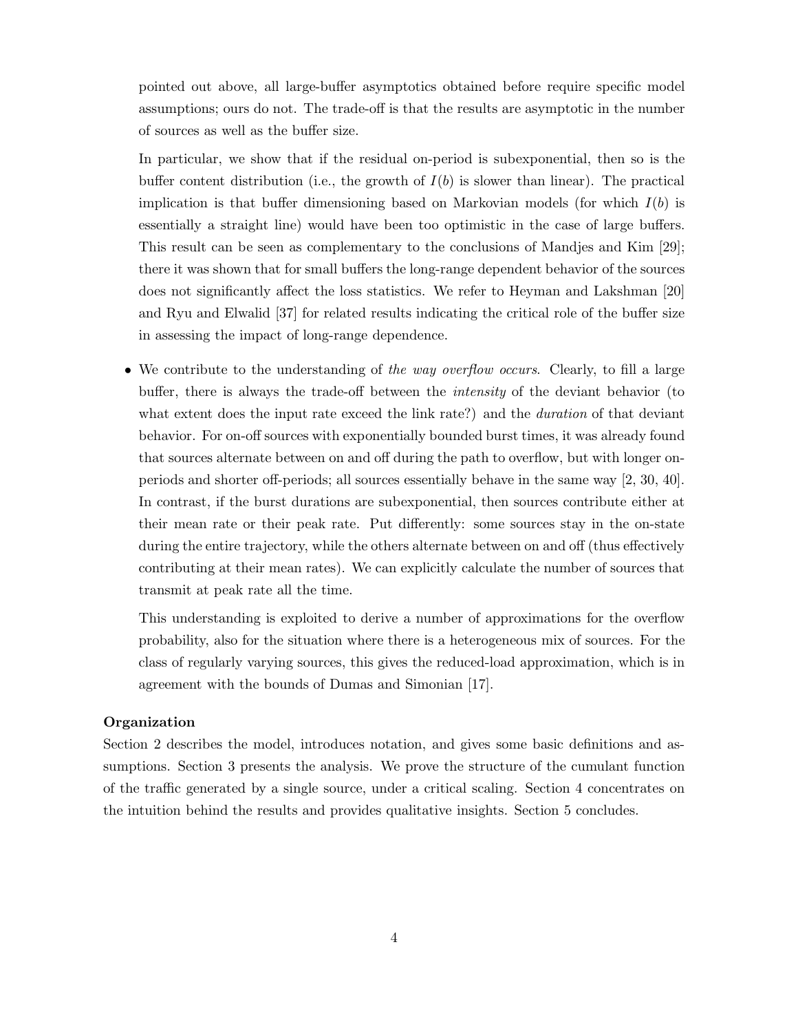pointed out above, all large-buffer asymptotics obtained before require specific model assumptions; ours do not. The trade-off is that the results are asymptotic in the number of sources as well as the buffer size.

In particular, we show that if the residual on-period is subexponential, then so is the buffer content distribution (i.e., the growth of $I(b)$ is slower than linear). The practical implication is that buffer dimensioning based on Markovian models (for which $I(b)$ is essentially a straight line) would have been too optimistic in the case of large buffers. This result can be seen as complementary to the conclusions of Mandjes and Kim [29]; there it was shown that for small buffers the long-range dependent behavior of the sources does not significantly affect the loss statistics. We refer to Heyman and Lakshman [20] and Ryu and Elwalid [37] for related results indicating the critical role of the buffer size in assessing the impact of long-range dependence.

- We contribute to the understanding of *the way overflow occurs*. Clearly, to fill a large buffer, there is always the trade-off between the *intensity* of the deviant behavior (to what extent does the input rate exceed the link rate?) and the *duration* of that deviant behavior. For on-off sources with exponentially bounded burst times, it was already found that sources alternate between on and off during the path to overflow, but with longer on-periods and shorter off-periods; all sources essentially behave in the same way [2, 30, 40]. In contrast, if the burst durations are subexponential, then sources contribute either at their mean rate or their peak rate. Put differently: some sources stay in the on-state during the entire trajectory, while the others alternate between on and off (thus effectively contributing at their mean rates). We can explicitly calculate the number of sources that transmit at peak rate all the time.

  This understanding is exploited to derive a number of approximations for the overflow probability, also for the situation where there is a heterogeneous mix of sources. For the class of regularly varying sources, this gives the reduced-load approximation, which is in agreement with the bounds of Dumas and Simonian [17].

**Organization**

Section 2 describes the model, introduces notation, and gives some basic definitions and assumptions. Section 3 presents the analysis. We prove the structure of the cumulant function of the traffic generated by a single source, under a critical scaling. Section 4 concentrates on the intuition behind the results and provides qualitative insights. Section 5 concludes.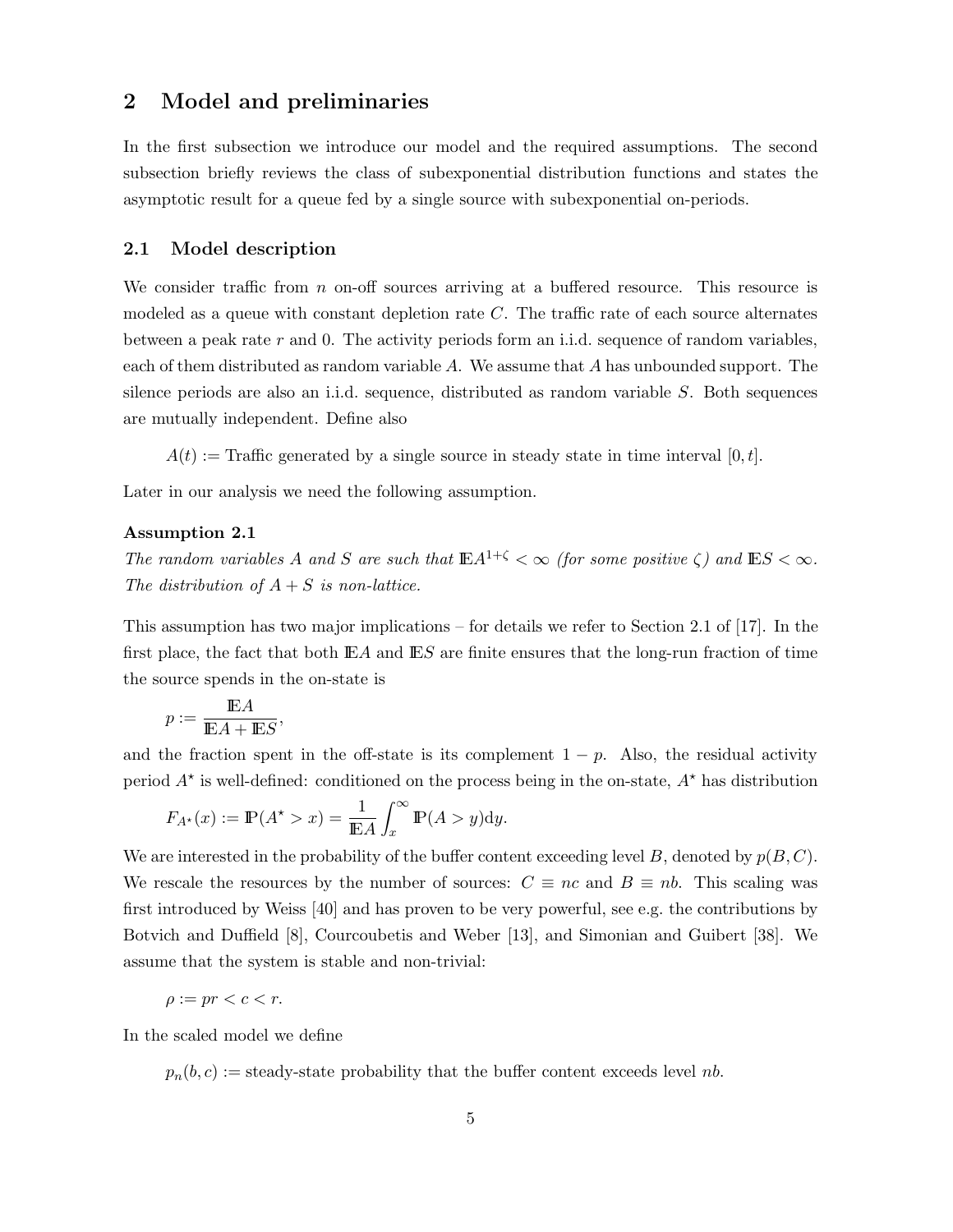## 2 Model and preliminaries

In the first subsection we introduce our model and the required assumptions. The second subsection briefly reviews the class of subexponential distribution functions and states the asymptotic result for a queue fed by a single source with subexponential on-periods.

### 2.1 Model description

We consider traffic from $n$ on-off sources arriving at a buffered resource. This resource is modeled as a queue with constant depletion rate $C$. The traffic rate of each source alternates between a peak rate $r$ and 0. The activity periods form an i.i.d. sequence of random variables, each of them distributed as random variable $A$. We assume that $A$ has unbounded support. The silence periods are also an i.i.d. sequence, distributed as random variable $S$. Both sequences are mutually independent. Define also

$A(t) :=$ Traffic generated by a single source in steady state in time interval $[0, t]$.

Later in our analysis we need the following assumption.

**Assumption 2.1**
*The random variables $A$ and $S$ are such that $\mathbb{E}A^{1+\zeta} < \infty$ (for some positive $\zeta$) and $\mathbb{E}S < \infty$. The distribution of $A + S$ is non-lattice.*

This assumption has two major implications – for details we refer to Section 2.1 of [17]. In the first place, the fact that both $\mathbb{E}A$ and $\mathbb{E}S$ are finite ensures that the long-run fraction of time the source spends in the on-state is

$$p := \frac{\mathbb{E}A}{\mathbb{E}A + \mathbb{E}S},$$

and the fraction spent in the off-state is its complement $1 - p$. Also, the residual activity period $A^\star$ is well-defined: conditioned on the process being in the on-state, $A^\star$ has distribution

$$F_{A^\star}(x) := \mathbb{P}(A^\star > x) = \frac{1}{\mathbb{E}A} \int_x^\infty \mathbb{P}(A > y)\mathrm{d}y.$$

We are interested in the probability of the buffer content exceeding level $B$, denoted by $p(B, C)$. We rescale the resources by the number of sources: $C \equiv nc$ and $B \equiv nb$. This scaling was first introduced by Weiss [40] and has proven to be very powerful, see e.g. the contributions by Botvich and Duffield [8], Courcoubetis and Weber [13], and Simonian and Guibert [38]. We assume that the system is stable and non-trivial:

$$\rho := pr < c < r.$$

In the scaled model we define

$p_n(b, c) :=$ steady-state probability that the buffer content exceeds level $nb$.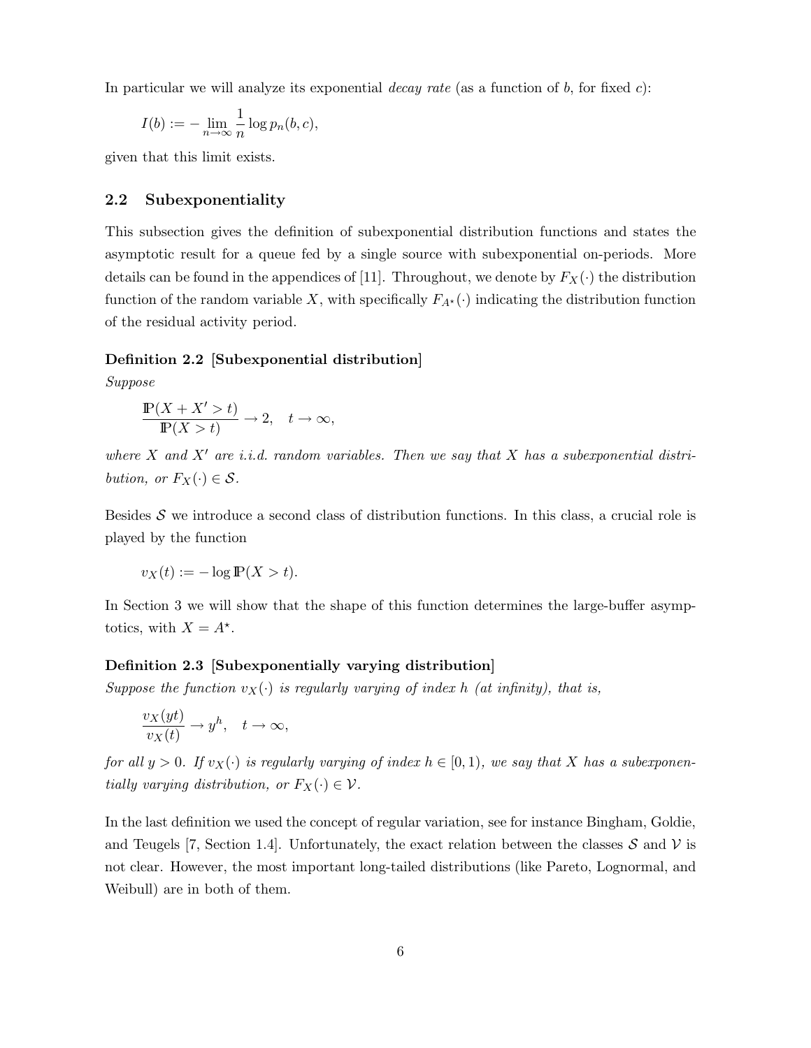In particular we will analyze its exponential *decay rate* (as a function of $b$, for fixed $c$):

$$I(b) := -\lim_{n\to\infty} \frac{1}{n} \log p_n(b,c),$$

given that this limit exists.

### 2.2 Subexponentiality

This subsection gives the definition of subexponential distribution functions and states the asymptotic result for a queue fed by a single source with subexponential on-periods. More details can be found in the appendices of [11]. Throughout, we denote by $F_X(\cdot)$ the distribution function of the random variable $X$, with specifically $F_{A^\star}(\cdot)$ indicating the distribution function of the residual activity period.

**Definition 2.2 [Subexponential distribution]**
*Suppose*

$$\frac{\mathbb{P}(X + X' > t)}{\mathbb{P}(X > t)} \to 2, \quad t \to \infty,$$

*where $X$ and $X'$ are i.i.d. random variables. Then we say that $X$ has a subexponential distribution, or $F_X(\cdot) \in \mathcal{S}$.*

Besides $\mathcal{S}$ we introduce a second class of distribution functions. In this class, a crucial role is played by the function

$$v_X(t) := -\log \mathbb{P}(X > t).$$

In Section 3 we will show that the shape of this function determines the large-buffer asymptotics, with $X = A^\star$.

**Definition 2.3 [Subexponentially varying distribution]**
*Suppose the function $v_X(\cdot)$ is regularly varying of index $h$ (at infinity), that is,*

$$\frac{v_X(yt)}{v_X(t)} \to y^h, \quad t \to \infty,$$

*for all $y > 0$. If $v_X(\cdot)$ is regularly varying of index $h \in [0, 1)$, we say that $X$ has a subexponentially varying distribution, or $F_X(\cdot) \in \mathcal{V}$.*

In the last definition we used the concept of regular variation, see for instance Bingham, Goldie, and Teugels [7, Section 1.4]. Unfortunately, the exact relation between the classes $\mathcal{S}$ and $\mathcal{V}$ is not clear. However, the most important long-tailed distributions (like Pareto, Lognormal, and Weibull) are in both of them.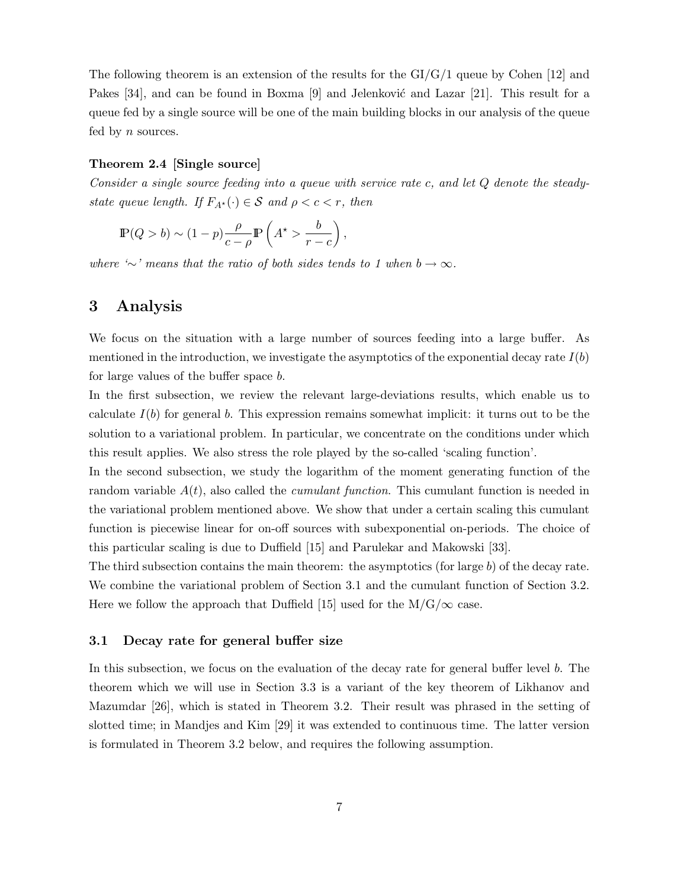The following theorem is an extension of the results for the GI/G/1 queue by Cohen [12] and Pakes [34], and can be found in Boxma [9] and Jelenković and Lazar [21]. This result for a queue fed by a single source will be one of the main building blocks in our analysis of the queue fed by $n$ sources.

**Theorem 2.4 [Single source]**
*Consider a single source feeding into a queue with service rate $c$, and let $Q$ denote the steady-state queue length. If $F_{A^\star}(\cdot) \in \mathcal{S}$ and $\rho < c < r$, then*

$$\mathbb{P}(Q > b) \sim (1-p)\frac{\rho}{c-\rho}\mathbb{P}\left(A^\star > \frac{b}{r-c}\right),$$

*where '$\sim$' means that the ratio of both sides tends to 1 when $b \to \infty$.*

# 3 Analysis

We focus on the situation with a large number of sources feeding into a large buffer. As mentioned in the introduction, we investigate the asymptotics of the exponential decay rate $I(b)$ for large values of the buffer space $b$.

In the first subsection, we review the relevant large-deviations results, which enable us to calculate $I(b)$ for general $b$. This expression remains somewhat implicit: it turns out to be the solution to a variational problem. In particular, we concentrate on the conditions under which this result applies. We also stress the role played by the so-called 'scaling function'.

In the second subsection, we study the logarithm of the moment generating function of the random variable $A(t)$, also called the *cumulant function*. This cumulant function is needed in the variational problem mentioned above. We show that under a certain scaling this cumulant function is piecewise linear for on-off sources with subexponential on-periods. The choice of this particular scaling is due to Duffield [15] and Parulekar and Makowski [33].

The third subsection contains the main theorem: the asymptotics (for large $b$) of the decay rate. We combine the variational problem of Section 3.1 and the cumulant function of Section 3.2. Here we follow the approach that Duffield [15] used for the M/G/$\infty$ case.

## 3.1 Decay rate for general buffer size

In this subsection, we focus on the evaluation of the decay rate for general buffer level $b$. The theorem which we will use in Section 3.3 is a variant of the key theorem of Likhanov and Mazumdar [26], which is stated in Theorem 3.2. Their result was phrased in the setting of slotted time; in Mandjes and Kim [29] it was extended to continuous time. The latter version is formulated in Theorem 3.2 below, and requires the following assumption.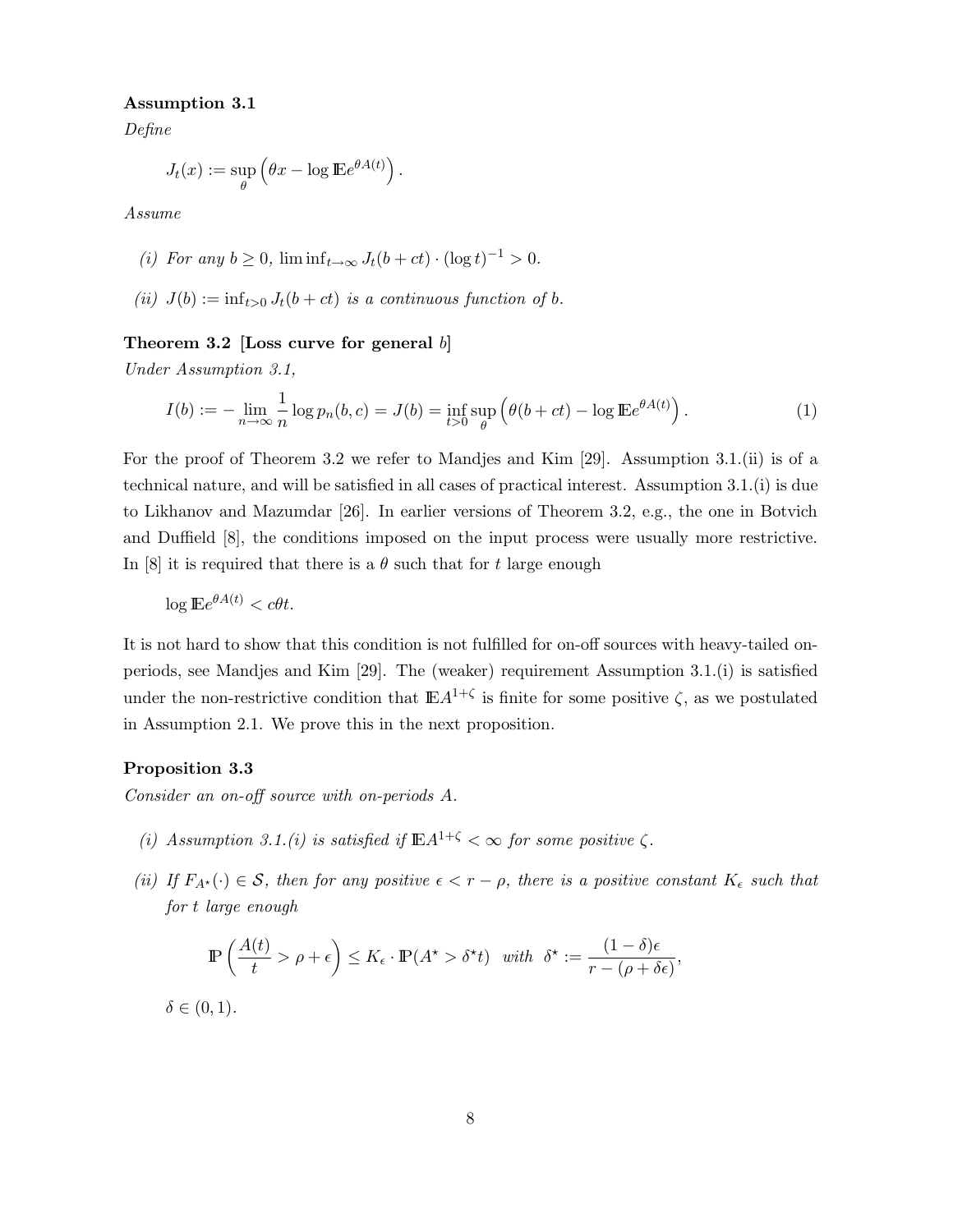**Assumption 3.1**

*Define*

$$J_t(x) := \sup_\theta \left( \theta x - \log \mathbb{E} e^{\theta A(t)} \right).$$

*Assume*

*(i) For any $b \geq 0$, $\liminf_{t\to\infty} J_t(b + ct) \cdot (\log t)^{-1} > 0$.*

*(ii) $J(b) := \inf_{t>0} J_t(b + ct)$ is a continuous function of $b$.*

**Theorem 3.2 [Loss curve for general $b$]**

*Under Assumption 3.1,*

$$I(b) := -\lim_{n\to\infty} \frac{1}{n} \log p_n(b, c) = J(b) = \inf_{t>0} \sup_\theta \left( \theta(b + ct) - \log \mathbb{E} e^{\theta A(t)} \right). \tag{1}$$

For the proof of Theorem 3.2 we refer to Mandjes and Kim [29]. Assumption 3.1.(ii) is of a technical nature, and will be satisfied in all cases of practical interest. Assumption 3.1.(i) is due to Likhanov and Mazumdar [26]. In earlier versions of Theorem 3.2, e.g., the one in Botvich and Duffield [8], the conditions imposed on the input process were usually more restrictive. In [8] it is required that there is a $\theta$ such that for $t$ large enough

$$\log \mathbb{E} e^{\theta A(t)} < c\theta t.$$

It is not hard to show that this condition is not fulfilled for on-off sources with heavy-tailed on-periods, see Mandjes and Kim [29]. The (weaker) requirement Assumption 3.1.(i) is satisfied under the non-restrictive condition that $\mathbb{E}A^{1+\zeta}$ is finite for some positive $\zeta$, as we postulated in Assumption 2.1. We prove this in the next proposition.

**Proposition 3.3**

*Consider an on-off source with on-periods $A$.*

*(i) Assumption 3.1.(i) is satisfied if $\mathbb{E}A^{1+\zeta} < \infty$ for some positive $\zeta$.*

*(ii) If $F_{A^\star}(\cdot) \in \mathcal{S}$, then for any positive $\epsilon < r - \rho$, there is a positive constant $K_\epsilon$ such that for $t$ large enough*

$$\mathbb{P}\left( \frac{A(t)}{t} > \rho + \epsilon \right) \leq K_\epsilon \cdot \mathbb{P}(A^\star > \delta^\star t) \quad \text{with} \quad \delta^\star := \frac{(1-\delta)\epsilon}{r - (\rho + \delta\epsilon)},$$

*$\delta \in (0, 1)$.*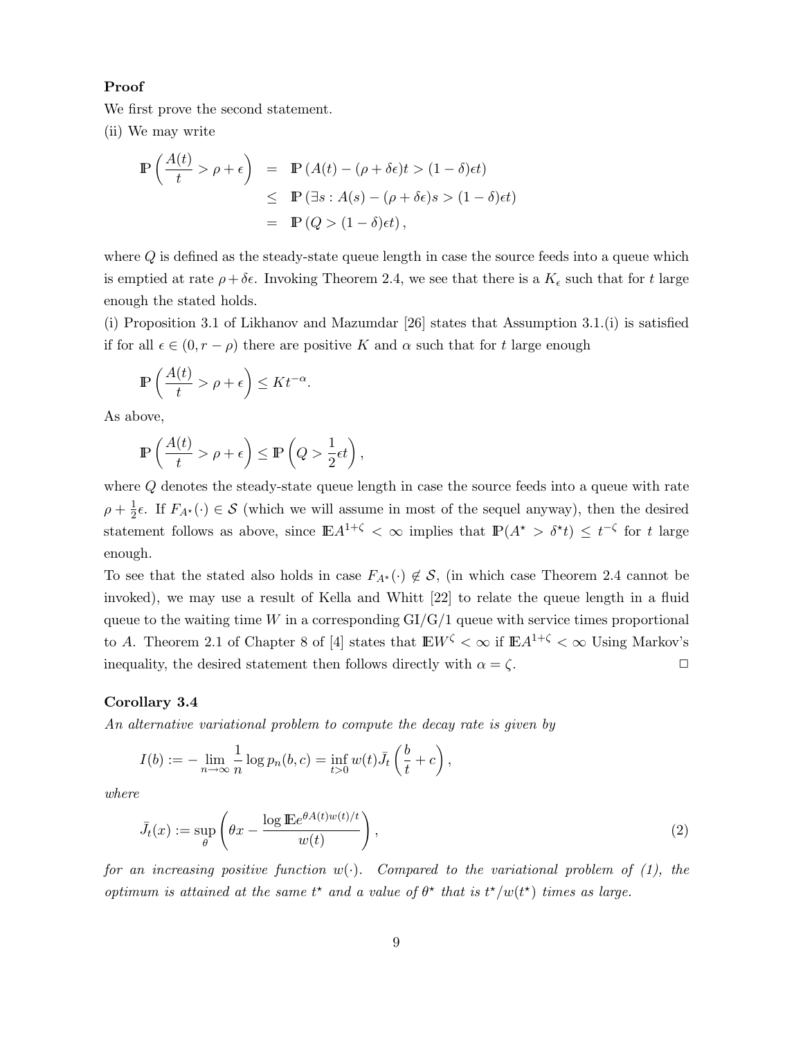**Proof**

We first prove the second statement.

(ii) We may write

$$
\begin{aligned}
\mathbb{P}\left(\frac{A(t)}{t} > \rho + \epsilon\right) &= \mathbb{P}\left(A(t) - (\rho + \delta\epsilon)t > (1-\delta)\epsilon t\right) \\
&\leq \mathbb{P}\left(\exists s : A(s) - (\rho + \delta\epsilon)s > (1-\delta)\epsilon t\right) \\
&= \mathbb{P}\left(Q > (1-\delta)\epsilon t\right),
\end{aligned}
$$

where $Q$ is defined as the steady-state queue length in case the source feeds into a queue which is emptied at rate $\rho + \delta\epsilon$. Invoking Theorem 2.4, we see that there is a $K_\epsilon$ such that for $t$ large enough the stated holds.

(i) Proposition 3.1 of Likhanov and Mazumdar [26] states that Assumption 3.1.(i) is satisfied if for all $\epsilon \in (0, r - \rho)$ there are positive $K$ and $\alpha$ such that for $t$ large enough

$$
\mathbb{P}\left(\frac{A(t)}{t} > \rho + \epsilon\right) \leq K t^{-\alpha}.
$$

As above,

$$
\mathbb{P}\left(\frac{A(t)}{t} > \rho + \epsilon\right) \leq \mathbb{P}\left(Q > \frac{1}{2}\epsilon t\right),
$$

where $Q$ denotes the steady-state queue length in case the source feeds into a queue with rate $\rho + \frac{1}{2}\epsilon$. If $F_{A^\star}(\cdot) \in \mathcal{S}$ (which we will assume in most of the sequel anyway), then the desired statement follows as above, since $\mathbb{E}A^{1+\zeta} < \infty$ implies that $\mathbb{P}(A^\star > \delta^\star t) \leq t^{-\zeta}$ for $t$ large enough.

To see that the stated also holds in case $F_{A^\star}(\cdot) \notin \mathcal{S}$, (in which case Theorem 2.4 cannot be invoked), we may use a result of Kella and Whitt [22] to relate the queue length in a fluid queue to the waiting time $W$ in a corresponding GI/G/1 queue with service times proportional to $A$. Theorem 2.1 of Chapter 8 of [4] states that $\mathbb{E}W^\zeta < \infty$ if $\mathbb{E}A^{1+\zeta} < \infty$ Using Markov's inequality, the desired statement then follows directly with $\alpha = \zeta$. □

**Corollary 3.4**

*An alternative variational problem to compute the decay rate is given by*

$$
I(b) := -\lim_{n\to\infty} \frac{1}{n} \log p_n(b, c) = \inf_{t>0} w(t) \bar{J}_t\left(\frac{b}{t} + c\right),
$$

*where*

$$
\bar{J}_t(x) := \sup_\theta \left(\theta x - \frac{\log \mathbb{E}e^{\theta A(t) w(t)/t}}{w(t)}\right), \tag{2}
$$

*for an increasing positive function $w(\cdot)$. Compared to the variational problem of (1), the optimum is attained at the same $t^\star$ and a value of $\theta^\star$ that is $t^\star/w(t^\star)$ times as large.*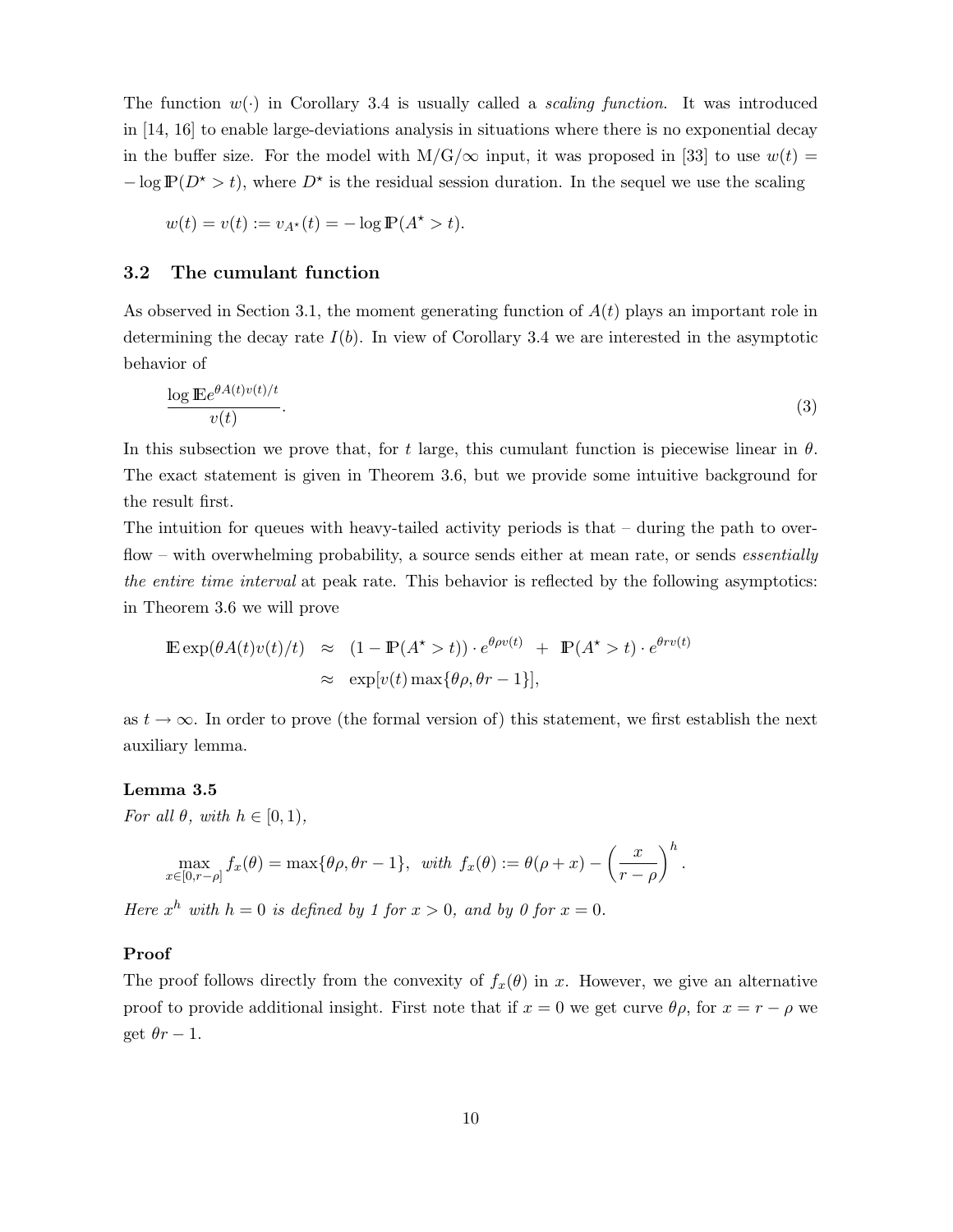The function $w(\cdot)$ in Corollary 3.4 is usually called a *scaling function*. It was introduced in [14, 16] to enable large-deviations analysis in situations where there is no exponential decay in the buffer size. For the model with M/G/$\infty$ input, it was proposed in [33] to use $w(t) = -\log \mathbb{P}(D^\star > t)$, where $D^\star$ is the residual session duration. In the sequel we use the scaling

$$w(t) = v(t) := v_{A^\star}(t) = -\log \mathbb{P}(A^\star > t).$$

### 3.2 The cumulant function

As observed in Section 3.1, the moment generating function of $A(t)$ plays an important role in determining the decay rate $I(b)$. In view of Corollary 3.4 we are interested in the asymptotic behavior of

$$\frac{\log \mathbb{E}e^{\theta A(t)v(t)/t}}{v(t)}. \tag{3}$$

In this subsection we prove that, for $t$ large, this cumulant function is piecewise linear in $\theta$. The exact statement is given in Theorem 3.6, but we provide some intuitive background for the result first.

The intuition for queues with heavy-tailed activity periods is that – during the path to overflow – with overwhelming probability, a source sends either at mean rate, or sends *essentially the entire time interval* at peak rate. This behavior is reflected by the following asymptotics: in Theorem 3.6 we will prove

$$\begin{aligned} \mathbb{E}\exp(\theta A(t)v(t)/t) &\approx (1 - \mathbb{P}(A^\star > t)) \cdot e^{\theta \rho v(t)} + \mathbb{P}(A^\star > t) \cdot e^{\theta r v(t)} \\ &\approx \exp[v(t) \max\{\theta\rho, \theta r - 1\}], \end{aligned}$$

as $t \to \infty$. In order to prove (the formal version of) this statement, we first establish the next auxiliary lemma.

**Lemma 3.5**
*For all $\theta$, with $h \in [0, 1)$,*

$$\max_{x \in [0, r-\rho]} f_x(\theta) = \max\{\theta\rho, \theta r - 1\}, \ \ \textit{with } f_x(\theta) := \theta(\rho + x) - \left(\frac{x}{r - \rho}\right)^h.$$

*Here $x^h$ with $h = 0$ is defined by 1 for $x > 0$, and by 0 for $x = 0$.*

**Proof**
The proof follows directly from the convexity of $f_x(\theta)$ in $x$. However, we give an alternative proof to provide additional insight. First note that if $x = 0$ we get curve $\theta\rho$, for $x = r - \rho$ we get $\theta r - 1$.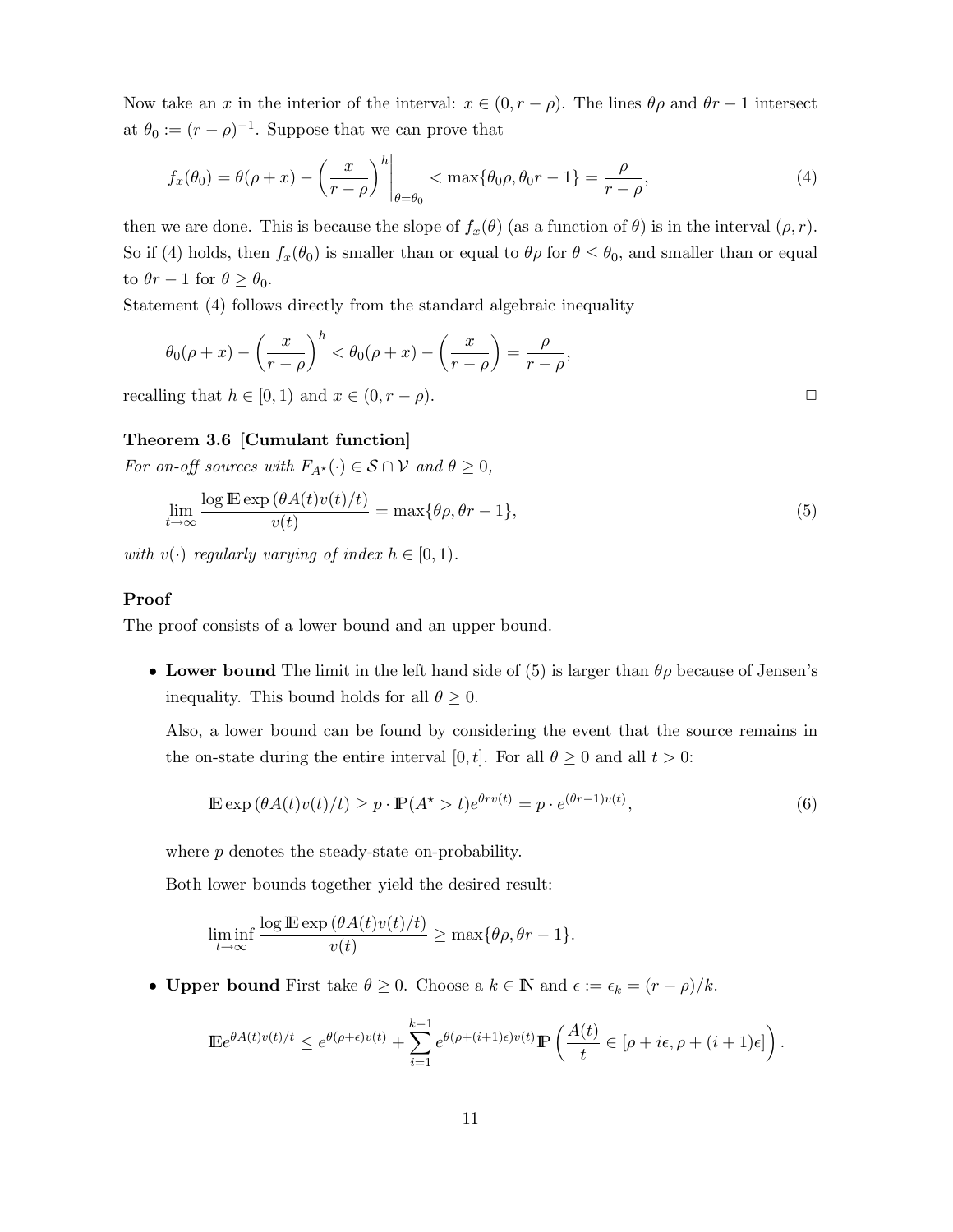Now take an $x$ in the interior of the interval: $x \in (0, r-\rho)$. The lines $\theta\rho$ and $\theta r - 1$ intersect at $\theta_0 := (r-\rho)^{-1}$. Suppose that we can prove that

$$f_x(\theta_0) = \theta(\rho + x) - \left(\frac{x}{r-\rho}\right)^h \bigg|_{\theta=\theta_0} < \max\{\theta_0\rho, \theta_0 r - 1\} = \frac{\rho}{r-\rho}, \tag{4}$$

then we are done. This is because the slope of $f_x(\theta)$ (as a function of $\theta$) is in the interval $(\rho, r)$. So if (4) holds, then $f_x(\theta_0)$ is smaller than or equal to $\theta\rho$ for $\theta \le \theta_0$, and smaller than or equal to $\theta r - 1$ for $\theta \ge \theta_0$.

Statement (4) follows directly from the standard algebraic inequality

$$\theta_0(\rho + x) - \left(\frac{x}{r-\rho}\right)^h < \theta_0(\rho + x) - \left(\frac{x}{r-\rho}\right) = \frac{\rho}{r-\rho},$$

recalling that $h \in [0,1)$ and $x \in (0, r-\rho)$. $\square$

**Theorem 3.6 [Cumulant function]**
*For on-off sources with* $F_{A^\star}(\cdot) \in \mathcal{S} \cap \mathcal{V}$ *and* $\theta \ge 0$,

$$\lim_{t\to\infty} \frac{\log \mathbb{E}\exp(\theta A(t)v(t)/t)}{v(t)} = \max\{\theta\rho, \theta r - 1\}, \tag{5}$$

*with* $v(\cdot)$ *regularly varying of index* $h \in [0,1)$.

**Proof**
The proof consists of a lower bound and an upper bound.

- **Lower bound** The limit in the left hand side of (5) is larger than $\theta\rho$ because of Jensen's inequality. This bound holds for all $\theta \ge 0$.

  Also, a lower bound can be found by considering the event that the source remains in the on-state during the entire interval $[0,t]$. For all $\theta \ge 0$ and all $t > 0$:

  $$\mathbb{E}\exp(\theta A(t)v(t)/t) \ge p \cdot \mathbb{P}(A^\star > t)e^{\theta r v(t)} = p \cdot e^{(\theta r - 1)v(t)}, \tag{6}$$

  where $p$ denotes the steady-state on-probability.

  Both lower bounds together yield the desired result:

  $$\liminf_{t\to\infty} \frac{\log \mathbb{E}\exp(\theta A(t)v(t)/t)}{v(t)} \ge \max\{\theta\rho, \theta r - 1\}.$$

- **Upper bound** First take $\theta \ge 0$. Choose a $k \in \mathbb{N}$ and $\epsilon := \epsilon_k = (r-\rho)/k$.

  $$\mathbb{E}e^{\theta A(t)v(t)/t} \le e^{\theta(\rho+\epsilon)v(t)} + \sum_{i=1}^{k-1} e^{\theta(\rho+(i+1)\epsilon)v(t)}\mathbb{P}\left(\frac{A(t)}{t} \in [\rho + i\epsilon, \rho + (i+1)\epsilon]\right).$$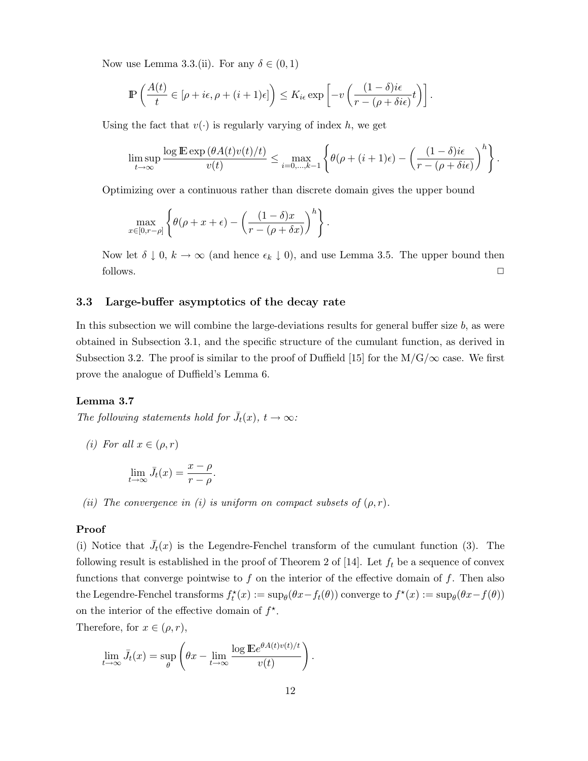Now use Lemma 3.3.(ii). For any $\delta \in (0,1)$

$$\mathbb{P}\left(\frac{A(t)}{t} \in [\rho + i\epsilon, \rho + (i+1)\epsilon]\right) \leq K_{i\epsilon} \exp\left[-v\left(\frac{(1-\delta)i\epsilon}{r - (\rho + \delta i\epsilon)} t\right)\right].$$

Using the fact that $v(\cdot)$ is regularly varying of index $h$, we get

$$\limsup_{t\to\infty} \frac{\log \mathbb{E}\exp\left(\theta A(t)v(t)/t\right)}{v(t)} \leq \max_{i=0,\ldots,k-1} \left\{\theta(\rho + (i+1)\epsilon) - \left(\frac{(1-\delta)i\epsilon}{r - (\rho + \delta i\epsilon)}\right)^h\right\}.$$

Optimizing over a continuous rather than discrete domain gives the upper bound

$$\max_{x\in[0,r-\rho]} \left\{\theta(\rho + x + \epsilon) - \left(\frac{(1-\delta)x}{r - (\rho + \delta x)}\right)^h\right\}.$$

Now let $\delta \downarrow 0$, $k \to \infty$ (and hence $\epsilon_k \downarrow 0$), and use Lemma 3.5. The upper bound then follows. □

### 3.3 Large-buffer asymptotics of the decay rate

In this subsection we will combine the large-deviations results for general buffer size $b$, as were obtained in Subsection 3.1, and the specific structure of the cumulant function, as derived in Subsection 3.2. The proof is similar to the proof of Duffield [15] for the M/G/$\infty$ case. We first prove the analogue of Duffield's Lemma 6.

**Lemma 3.7**

*The following statements hold for $\bar{J}_t(x)$, $t \to \infty$:*

*(i) For all $x \in (\rho, r)$*

$$\lim_{t\to\infty} \bar{J}_t(x) = \frac{x - \rho}{r - \rho}.$$

*(ii) The convergence in (i) is uniform on compact subsets of $(\rho, r)$.*

**Proof**

(i) Notice that $\bar{J}_t(x)$ is the Legendre-Fenchel transform of the cumulant function (3). The following result is established in the proof of Theorem 2 of [14]. Let $f_t$ be a sequence of convex functions that converge pointwise to $f$ on the interior of the effective domain of $f$. Then also the Legendre-Fenchel transforms $f_t^\star(x) := \sup_\theta(\theta x - f_t(\theta))$ converge to $f^\star(x) := \sup_\theta(\theta x - f(\theta))$ on the interior of the effective domain of $f^\star$.

Therefore, for $x \in (\rho, r)$,

$$\lim_{t\to\infty} \bar{J}_t(x) = \sup_\theta \left(\theta x - \lim_{t\to\infty} \frac{\log \mathbb{E}e^{\theta A(t)v(t)/t}}{v(t)}\right).$$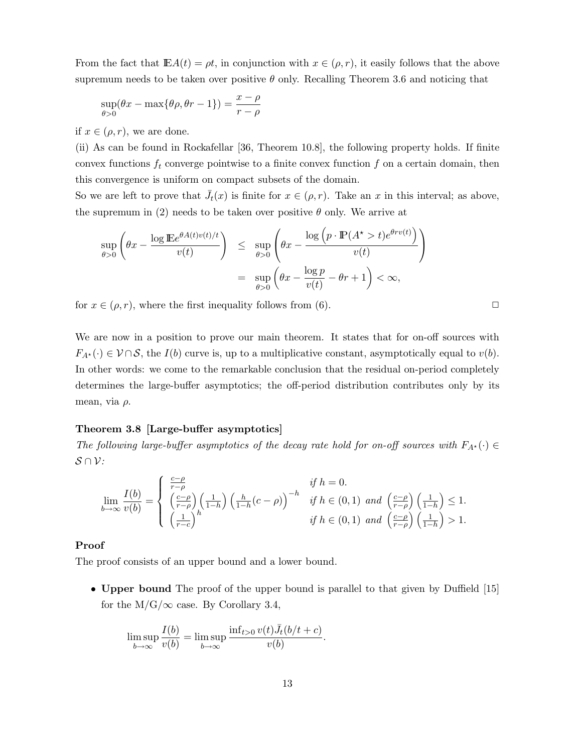From the fact that $\mathbb{E}A(t) = \rho t$, in conjunction with $x \in (\rho, r)$, it easily follows that the above supremum needs to be taken over positive $\theta$ only. Recalling Theorem 3.6 and noticing that

$$\sup_{\theta>0}(\theta x - \max\{\theta\rho, \theta r - 1\}) = \frac{x-\rho}{r-\rho}$$

if $x \in (\rho, r)$, we are done.

(ii) As can be found in Rockafellar [36, Theorem 10.8], the following property holds. If finite convex functions $f_t$ converge pointwise to a finite convex function $f$ on a certain domain, then this convergence is uniform on compact subsets of the domain.

So we are left to prove that $\bar{J}_t(x)$ is finite for $x \in (\rho, r)$. Take an $x$ in this interval; as above, the supremum in (2) needs to be taken over positive $\theta$ only. We arrive at

$$\begin{aligned}
\sup_{\theta>0}\left(\theta x - \frac{\log \mathbb{E}e^{\theta A(t) v(t)/t}}{v(t)}\right) &\leq \sup_{\theta>0}\left(\theta x - \frac{\log\left(p \cdot \mathbb{P}(A^\star > t)e^{\theta r v(t)}\right)}{v(t)}\right) \\
&= \sup_{\theta>0}\left(\theta x - \frac{\log p}{v(t)} - \theta r + 1\right) < \infty,
\end{aligned}$$

for $x \in (\rho, r)$, where the first inequality follows from (6). □

We are now in a position to prove our main theorem. It states that for on-off sources with $F_{A^\star}(\cdot) \in \mathcal{V} \cap \mathcal{S}$, the $I(b)$ curve is, up to a multiplicative constant, asymptotically equal to $v(b)$. In other words: we come to the remarkable conclusion that the residual on-period completely determines the large-buffer asymptotics; the off-period distribution contributes only by its mean, via $\rho$.

**Theorem 3.8 [Large-buffer asymptotics]**
*The following large-buffer asymptotics of the decay rate hold for on-off sources with $F_{A^\star}(\cdot) \in \mathcal{S} \cap \mathcal{V}$:*

$$\lim_{b\to\infty} \frac{I(b)}{v(b)} = \begin{cases} \frac{c-\rho}{r-\rho} & \text{if } h = 0. \\ \left(\frac{c-\rho}{r-\rho}\right)\left(\frac{1}{1-h}\right)\left(\frac{h}{1-h}(c-\rho)\right)^{-h} & \text{if } h \in (0,1) \text{ and } \left(\frac{c-\rho}{r-\rho}\right)\left(\frac{1}{1-h}\right) \leq 1. \\ \left(\frac{1}{r-c}\right)^h & \text{if } h \in (0,1) \text{ and } \left(\frac{c-\rho}{r-\rho}\right)\left(\frac{1}{1-h}\right) > 1. \end{cases}$$

**Proof**

The proof consists of an upper bound and a lower bound.

- **Upper bound** The proof of the upper bound is parallel to that given by Duffield [15] for the M/G/$\infty$ case. By Corollary 3.4,

$$\limsup_{b\to\infty} \frac{I(b)}{v(b)} = \limsup_{b\to\infty} \frac{\inf_{t>0} v(t)\bar{J}_t(b/t + c)}{v(b)}.$$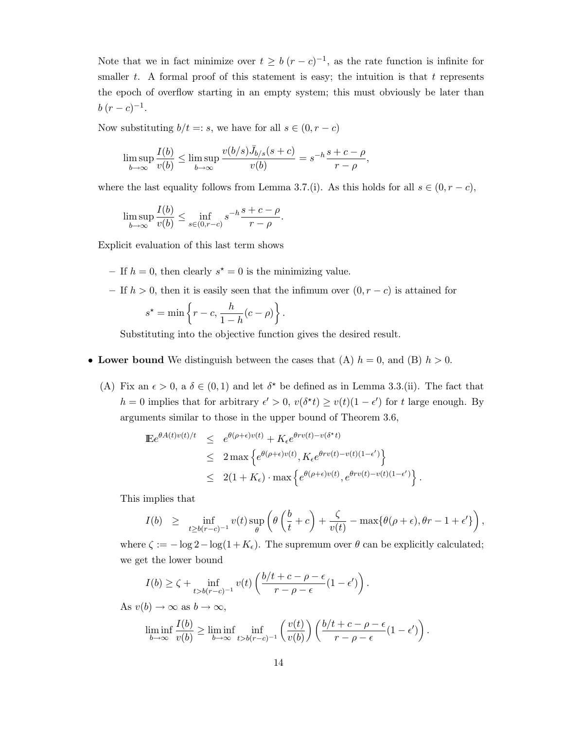Note that we in fact minimize over $t \geq b\,(r-c)^{-1}$, as the rate function is infinite for smaller $t$. A formal proof of this statement is easy; the intuition is that $t$ represents the epoch of overflow starting in an empty system; this must obviously be later than $b\,(r-c)^{-1}$.

Now substituting $b/t =: s$, we have for all $s \in (0, r-c)$

$$\limsup_{b\to\infty} \frac{I(b)}{v(b)} \leq \limsup_{b\to\infty} \frac{v(b/s)\bar{J}_{b/s}(s+c)}{v(b)} = s^{-h}\frac{s+c-\rho}{r-\rho},$$

where the last equality follows from Lemma 3.7.(i). As this holds for all $s \in (0, r-c)$,

$$\limsup_{b\to\infty} \frac{I(b)}{v(b)} \leq \inf_{s\in(0,r-c)} s^{-h}\frac{s+c-\rho}{r-\rho}.$$

Explicit evaluation of this last term shows

- If $h = 0$, then clearly $s^\star = 0$ is the minimizing value.
- If $h > 0$, then it is easily seen that the infimum over $(0, r-c)$ is attained for

  $$s^\star = \min\left\{r-c, \frac{h}{1-h}(c-\rho)\right\}.$$

  Substituting into the objective function gives the desired result.

- **Lower bound** We distinguish between the cases that (A) $h = 0$, and (B) $h > 0$.

  (A) Fix an $\epsilon > 0$, a $\delta \in (0,1)$ and let $\delta^\star$ be defined as in Lemma 3.3.(ii). The fact that $h = 0$ implies that for arbitrary $\epsilon' > 0$, $v(\delta^\star t) \geq v(t)(1-\epsilon')$ for $t$ large enough. By arguments similar to those in the upper bound of Theorem 3.6,

  $$\begin{aligned}
  \mathbb{E}e^{\theta A(t)v(t)/t} &\leq e^{\theta(\rho+\epsilon)v(t)} + K_\epsilon e^{\theta r v(t) - v(\delta^\star t)} \\
  &\leq 2\max\left\{e^{\theta(\rho+\epsilon)v(t)}, K_\epsilon e^{\theta r v(t) - v(t)(1-\epsilon')}\right\} \\
  &\leq 2(1+K_\epsilon)\cdot\max\left\{e^{\theta(\rho+\epsilon)v(t)}, e^{\theta r v(t) - v(t)(1-\epsilon')}\right\}.
  \end{aligned}$$

  This implies that

  $$I(b) \quad \geq \inf_{t\geq b(r-c)^{-1}} v(t)\sup_\theta\left(\theta\left(\frac{b}{t}+c\right) + \frac{\zeta}{v(t)} - \max\{\theta(\rho+\epsilon), \theta r - 1 + \epsilon'\}\right),$$

  where $\zeta := -\log 2 - \log(1+K_\epsilon)$. The supremum over $\theta$ can be explicitly calculated; we get the lower bound

  $$I(b) \geq \zeta + \inf_{t > b(r-c)^{-1}} v(t)\left(\frac{b/t + c - \rho - \epsilon}{r-\rho-\epsilon}(1-\epsilon')\right).$$

  As $v(b) \to \infty$ as $b \to \infty$,

  $$\liminf_{b\to\infty}\frac{I(b)}{v(b)} \geq \liminf_{b\to\infty}\inf_{t>b(r-c)^{-1}}\left(\frac{v(t)}{v(b)}\right)\left(\frac{b/t+c-\rho-\epsilon}{r-\rho-\epsilon}(1-\epsilon')\right).$$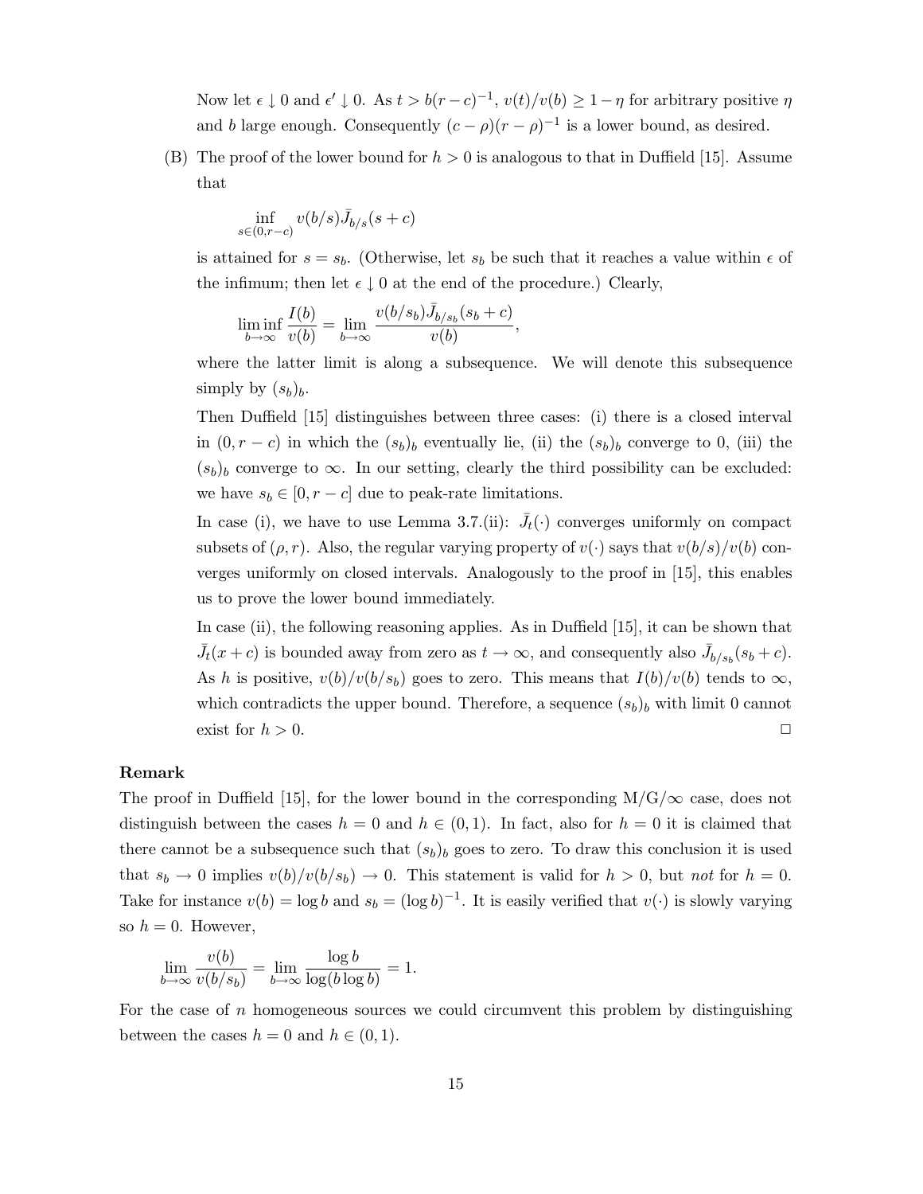Now let $\epsilon \downarrow 0$ and $\epsilon' \downarrow 0$. As $t > b(r-c)^{-1}$, $v(t)/v(b) \geq 1-\eta$ for arbitrary positive $\eta$ and $b$ large enough. Consequently $(c-\rho)(r-\rho)^{-1}$ is a lower bound, as desired.

(B) The proof of the lower bound for $h > 0$ is analogous to that in Duffield [15]. Assume that

$$\inf_{s\in(0,r-c)} v(b/s)\bar{J}_{b/s}(s+c)$$

is attained for $s = s_b$. (Otherwise, let $s_b$ be such that it reaches a value within $\epsilon$ of the infimum; then let $\epsilon \downarrow 0$ at the end of the procedure.) Clearly,

$$\liminf_{b\to\infty} \frac{I(b)}{v(b)} = \lim_{b\to\infty} \frac{v(b/s_b)\bar{J}_{b/s_b}(s_b+c)}{v(b)},$$

where the latter limit is along a subsequence. We will denote this subsequence simply by $(s_b)_b$.

Then Duffield [15] distinguishes between three cases: (i) there is a closed interval in $(0, r-c)$ in which the $(s_b)_b$ eventually lie, (ii) the $(s_b)_b$ converge to 0, (iii) the $(s_b)_b$ converge to $\infty$. In our setting, clearly the third possibility can be excluded: we have $s_b \in [0, r-c]$ due to peak-rate limitations.

In case (i), we have to use Lemma 3.7.(ii): $\bar{J}_t(\cdot)$ converges uniformly on compact subsets of $(\rho, r)$. Also, the regular varying property of $v(\cdot)$ says that $v(b/s)/v(b)$ converges uniformly on closed intervals. Analogously to the proof in [15], this enables us to prove the lower bound immediately.

In case (ii), the following reasoning applies. As in Duffield [15], it can be shown that $\bar{J}_t(x+c)$ is bounded away from zero as $t \to \infty$, and consequently also $\bar{J}_{b/s_b}(s_b+c)$. As $h$ is positive, $v(b)/v(b/s_b)$ goes to zero. This means that $I(b)/v(b)$ tends to $\infty$, which contradicts the upper bound. Therefore, a sequence $(s_b)_b$ with limit 0 cannot exist for $h > 0$. □

**Remark**

The proof in Duffield [15], for the lower bound in the corresponding M/G/$\infty$ case, does not distinguish between the cases $h = 0$ and $h \in (0, 1)$. In fact, also for $h = 0$ it is claimed that there cannot be a subsequence such that $(s_b)_b$ goes to zero. To draw this conclusion it is used that $s_b \to 0$ implies $v(b)/v(b/s_b) \to 0$. This statement is valid for $h > 0$, but *not* for $h = 0$. Take for instance $v(b) = \log b$ and $s_b = (\log b)^{-1}$. It is easily verified that $v(\cdot)$ is slowly varying so $h = 0$. However,

$$\lim_{b\to\infty} \frac{v(b)}{v(b/s_b)} = \lim_{b\to\infty} \frac{\log b}{\log(b \log b)} = 1.$$

For the case of $n$ homogeneous sources we could circumvent this problem by distinguishing between the cases $h = 0$ and $h \in (0, 1)$.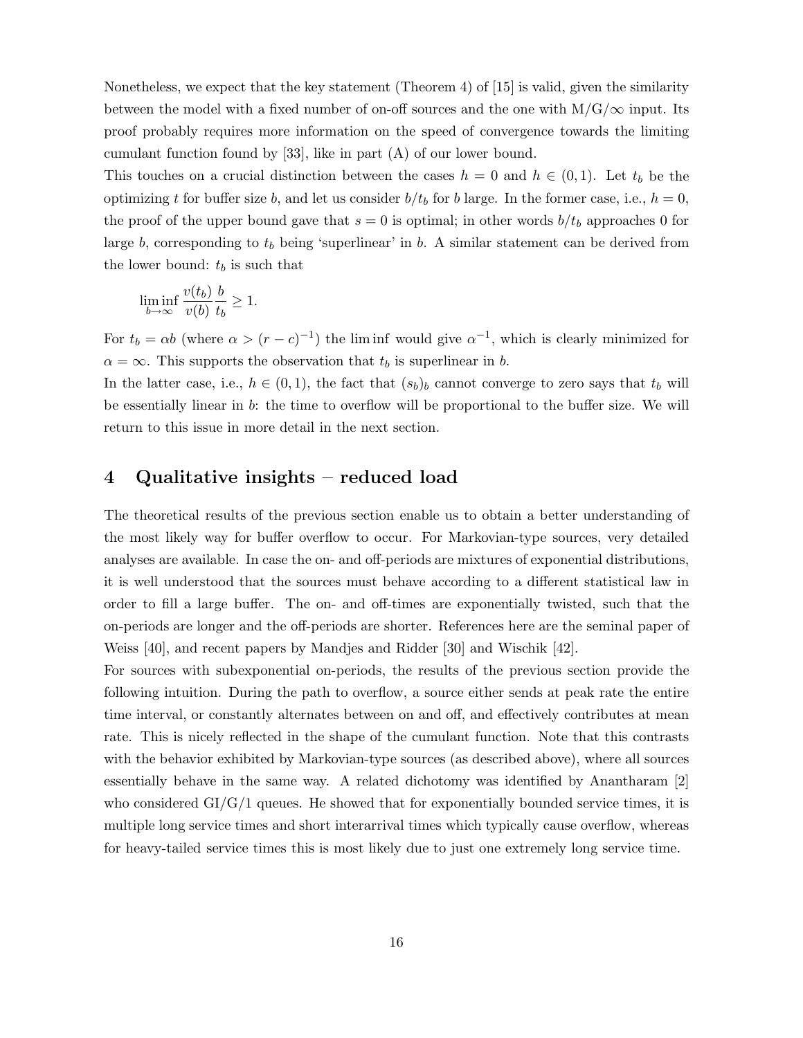Nonetheless, we expect that the key statement (Theorem 4) of [15] is valid, given the similarity between the model with a fixed number of on-off sources and the one with M/G/$\infty$ input. Its proof probably requires more information on the speed of convergence towards the limiting cumulant function found by [33], like in part (A) of our lower bound.

This touches on a crucial distinction between the cases $h = 0$ and $h \in (0, 1)$. Let $t_b$ be the optimizing $t$ for buffer size $b$, and let us consider $b/t_b$ for $b$ large. In the former case, i.e., $h = 0$, the proof of the upper bound gave that $s = 0$ is optimal; in other words $b/t_b$ approaches 0 for large $b$, corresponding to $t_b$ being 'superlinear' in $b$. A similar statement can be derived from the lower bound: $t_b$ is such that

$$\liminf_{b\to\infty} \frac{v(t_b)}{v(b)} \frac{b}{t_b} \geq 1.$$

For $t_b = \alpha b$ (where $\alpha > (r - c)^{-1}$) the lim inf would give $\alpha^{-1}$, which is clearly minimized for $\alpha = \infty$. This supports the observation that $t_b$ is superlinear in $b$.

In the latter case, i.e., $h \in (0, 1)$, the fact that $(s_b)_b$ cannot converge to zero says that $t_b$ will be essentially linear in $b$: the time to overflow will be proportional to the buffer size. We will return to this issue in more detail in the next section.

## 4 Qualitative insights – reduced load

The theoretical results of the previous section enable us to obtain a better understanding of the most likely way for buffer overflow to occur. For Markovian-type sources, very detailed analyses are available. In case the on- and off-periods are mixtures of exponential distributions, it is well understood that the sources must behave according to a different statistical law in order to fill a large buffer. The on- and off-times are exponentially twisted, such that the on-periods are longer and the off-periods are shorter. References here are the seminal paper of Weiss [40], and recent papers by Mandjes and Ridder [30] and Wischik [42].

For sources with subexponential on-periods, the results of the previous section provide the following intuition. During the path to overflow, a source either sends at peak rate the entire time interval, or constantly alternates between on and off, and effectively contributes at mean rate. This is nicely reflected in the shape of the cumulant function. Note that this contrasts with the behavior exhibited by Markovian-type sources (as described above), where all sources essentially behave in the same way. A related dichotomy was identified by Anantharam [2] who considered GI/G/1 queues. He showed that for exponentially bounded service times, it is multiple long service times and short interarrival times which typically cause overflow, whereas for heavy-tailed service times this is most likely due to just one extremely long service time.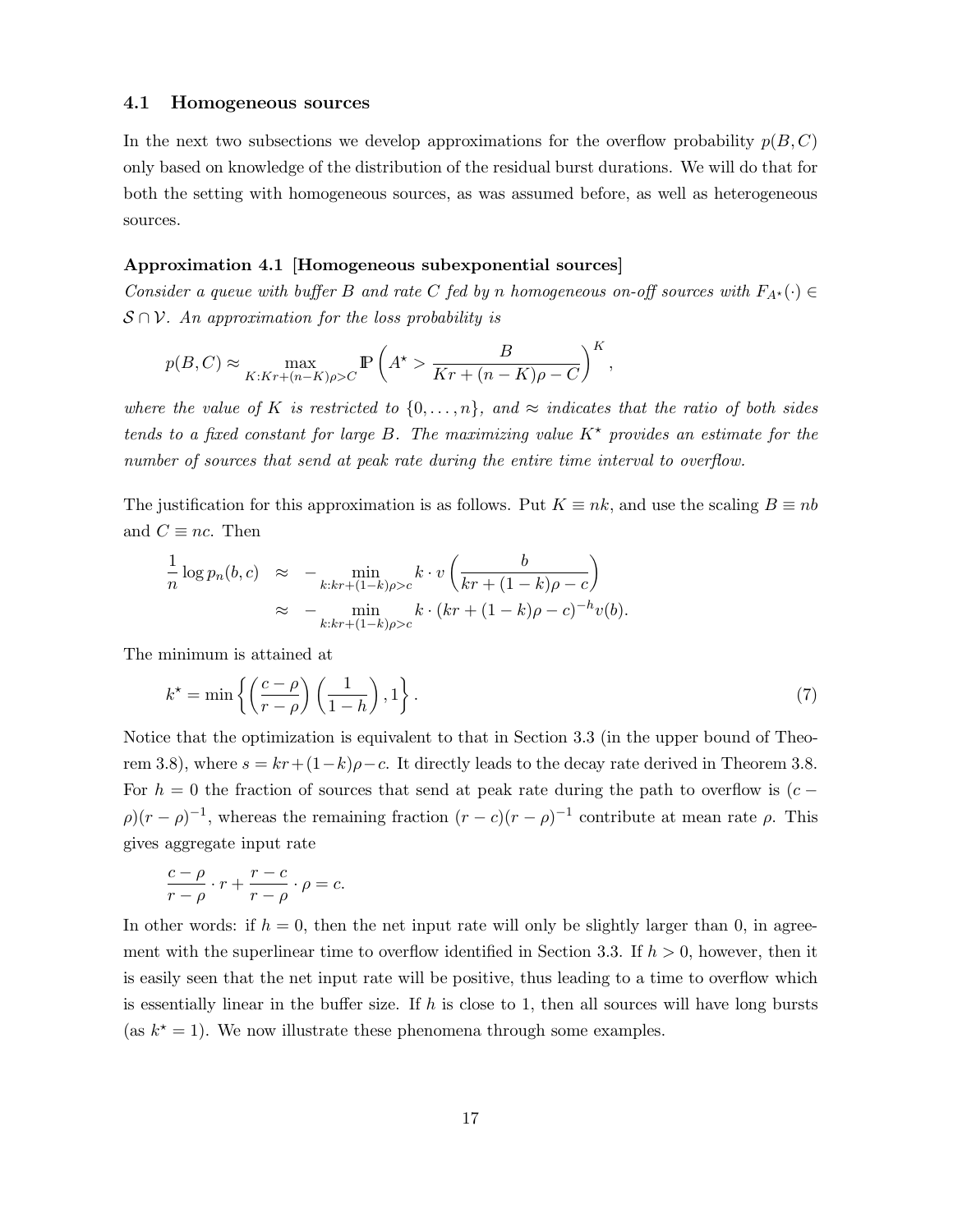### 4.1 Homogeneous sources

In the next two subsections we develop approximations for the overflow probability $p(B, C)$ only based on knowledge of the distribution of the residual burst durations. We will do that for both the setting with homogeneous sources, as was assumed before, as well as heterogeneous sources.

**Approximation 4.1 [Homogeneous subexponential sources]**
*Consider a queue with buffer $B$ and rate $C$ fed by $n$ homogeneous on-off sources with $F_{A^\star}(\cdot) \in \mathcal{S} \cap \mathcal{V}$. An approximation for the loss probability is*

$$p(B, C) \approx \max_{K: Kr+(n-K)\rho > C} \mathbb{P}\left(A^\star > \frac{B}{Kr + (n-K)\rho - C}\right)^K,$$

*where the value of $K$ is restricted to $\{0, \ldots, n\}$, and $\approx$ indicates that the ratio of both sides tends to a fixed constant for large $B$. The maximizing value $K^\star$ provides an estimate for the number of sources that send at peak rate during the entire time interval to overflow.*

The justification for this approximation is as follows. Put $K \equiv nk$, and use the scaling $B \equiv nb$ and $C \equiv nc$. Then

$$\begin{aligned}
\frac{1}{n} \log p_n(b, c) &\approx -\min_{k: kr+(1-k)\rho > c} k \cdot v\left(\frac{b}{kr + (1-k)\rho - c}\right) \\
&\approx -\min_{k: kr+(1-k)\rho > c} k \cdot (kr + (1-k)\rho - c)^{-h} v(b).
\end{aligned}$$

The minimum is attained at

$$k^\star = \min\left\{\left(\frac{c-\rho}{r-\rho}\right)\left(\frac{1}{1-h}\right), 1\right\}. \tag{7}$$

Notice that the optimization is equivalent to that in Section 3.3 (in the upper bound of Theorem 3.8), where $s = kr + (1-k)\rho - c$. It directly leads to the decay rate derived in Theorem 3.8. For $h = 0$ the fraction of sources that send at peak rate during the path to overflow is $(c - \rho)(r - \rho)^{-1}$, whereas the remaining fraction $(r - c)(r - \rho)^{-1}$ contribute at mean rate $\rho$. This gives aggregate input rate

$$\frac{c-\rho}{r-\rho} \cdot r + \frac{r-c}{r-\rho} \cdot \rho = c.$$

In other words: if $h = 0$, then the net input rate will only be slightly larger than 0, in agreement with the superlinear time to overflow identified in Section 3.3. If $h > 0$, however, then it is easily seen that the net input rate will be positive, thus leading to a time to overflow which is essentially linear in the buffer size. If $h$ is close to 1, then all sources will have long bursts (as $k^\star = 1$). We now illustrate these phenomena through some examples.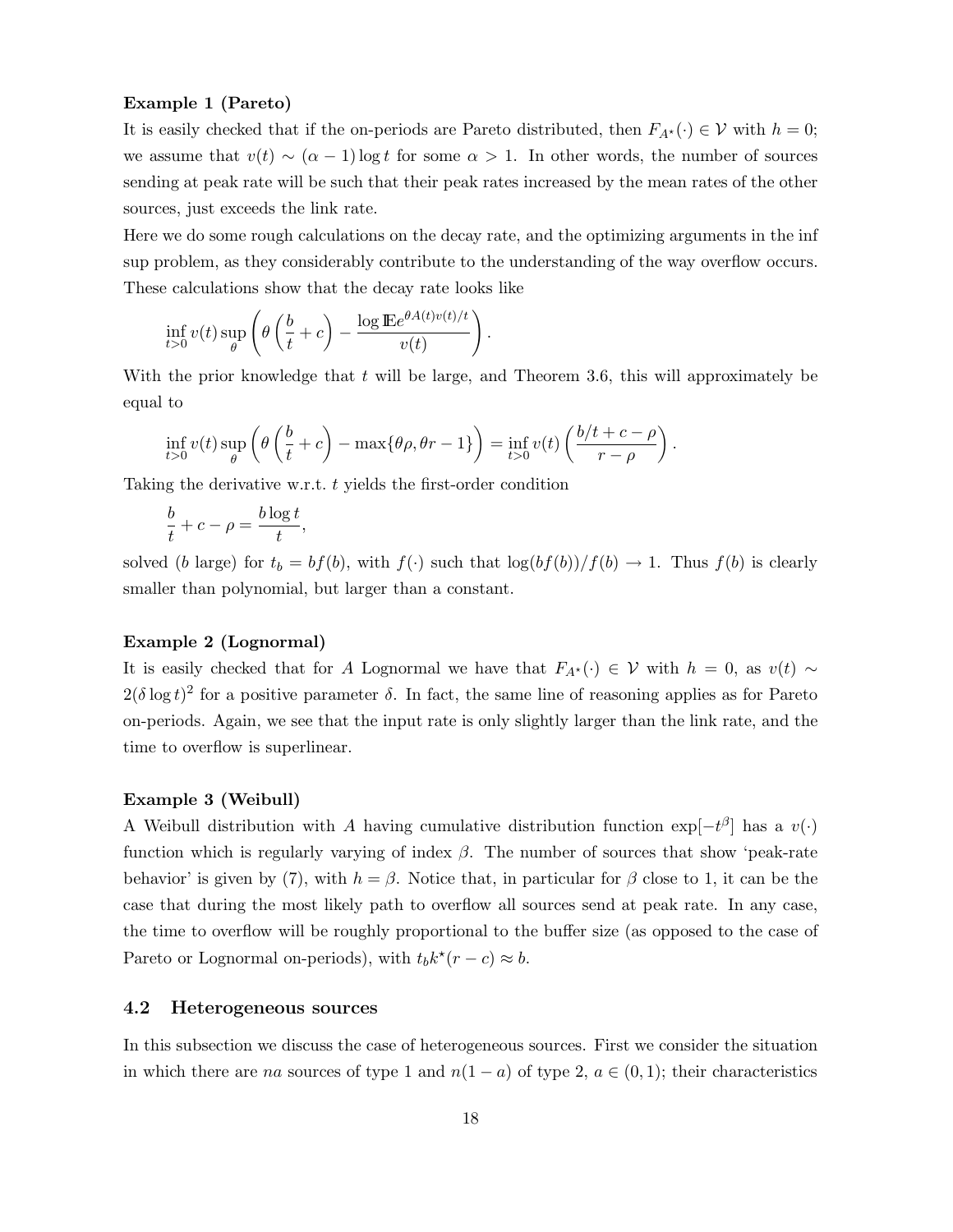**Example 1 (Pareto)**

It is easily checked that if the on-periods are Pareto distributed, then $F_{A^\star}(\cdot) \in \mathcal{V}$ with $h = 0$; we assume that $v(t) \sim (\alpha - 1)\log t$ for some $\alpha > 1$. In other words, the number of sources sending at peak rate will be such that their peak rates increased by the mean rates of the other sources, just exceeds the link rate.

Here we do some rough calculations on the decay rate, and the optimizing arguments in the inf sup problem, as they considerably contribute to the understanding of the way overflow occurs. These calculations show that the decay rate looks like

$$\inf_{t>0} v(t) \sup_\theta \left( \theta \left( \frac{b}{t} + c \right) - \frac{\log \mathbb{E} e^{\theta A(t) v(t)/t}}{v(t)} \right).$$

With the prior knowledge that $t$ will be large, and Theorem 3.6, this will approximately be equal to

$$\inf_{t>0} v(t) \sup_\theta \left( \theta \left( \frac{b}{t} + c \right) - \max\{\theta\rho, \theta r - 1\} \right) = \inf_{t>0} v(t) \left( \frac{b/t + c - \rho}{r - \rho} \right).$$

Taking the derivative w.r.t. $t$ yields the first-order condition

$$\frac{b}{t} + c - \rho = \frac{b \log t}{t},$$

solved ($b$ large) for $t_b = bf(b)$, with $f(\cdot)$ such that $\log(bf(b))/f(b) \to 1$. Thus $f(b)$ is clearly smaller than polynomial, but larger than a constant.

**Example 2 (Lognormal)**

It is easily checked that for $A$ Lognormal we have that $F_{A^\star}(\cdot) \in \mathcal{V}$ with $h = 0$, as $v(t) \sim 2(\delta \log t)^2$ for a positive parameter $\delta$. In fact, the same line of reasoning applies as for Pareto on-periods. Again, we see that the input rate is only slightly larger than the link rate, and the time to overflow is superlinear.

**Example 3 (Weibull)**

A Weibull distribution with $A$ having cumulative distribution function $\exp[-t^\beta]$ has a $v(\cdot)$ function which is regularly varying of index $\beta$. The number of sources that show 'peak-rate behavior' is given by (7), with $h = \beta$. Notice that, in particular for $\beta$ close to 1, it can be the case that during the most likely path to overflow all sources send at peak rate. In any case, the time to overflow will be roughly proportional to the buffer size (as opposed to the case of Pareto or Lognormal on-periods), with $t_b k^\star (r - c) \approx b$.

### 4.2 Heterogeneous sources

In this subsection we discuss the case of heterogeneous sources. First we consider the situation in which there are $na$ sources of type 1 and $n(1-a)$ of type 2, $a \in (0,1)$; their characteristics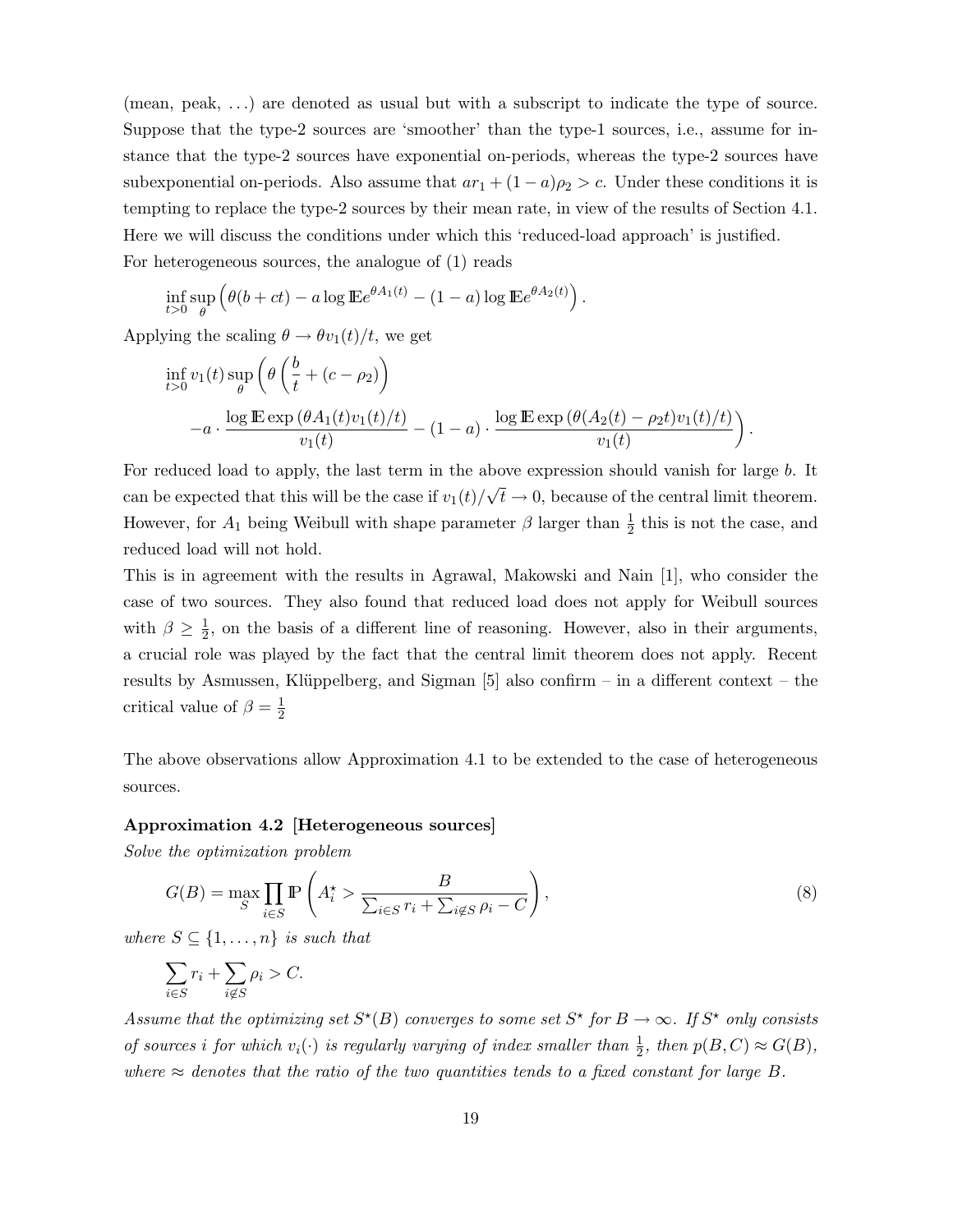(mean, peak, ...) are denoted as usual but with a subscript to indicate the type of source. Suppose that the type-2 sources are 'smoother' than the type-1 sources, i.e., assume for instance that the type-2 sources have exponential on-periods, whereas the type-2 sources have subexponential on-periods. Also assume that $ar_1 + (1-a)\rho_2 > c$. Under these conditions it is tempting to replace the type-2 sources by their mean rate, in view of the results of Section 4.1. Here we will discuss the conditions under which this 'reduced-load approach' is justified.

For heterogeneous sources, the analogue of (1) reads

$$\inf_{t>0} \sup_{\theta} \left( \theta(b + ct) - a \log \mathbb{E}e^{\theta A_1(t)} - (1-a) \log \mathbb{E}e^{\theta A_2(t)} \right).$$

Applying the scaling $\theta \to \theta v_1(t)/t$, we get

$$\inf_{t>0} v_1(t) \sup_{\theta} \left( \theta \left( \frac{b}{t} + (c - \rho_2) \right) \right.$$
$$\left. - a \cdot \frac{\log \mathbb{E} \exp\left(\theta A_1(t) v_1(t)/t\right)}{v_1(t)} - (1-a) \cdot \frac{\log \mathbb{E} \exp\left(\theta (A_2(t) - \rho_2 t) v_1(t)/t\right)}{v_1(t)} \right).$$

For reduced load to apply, the last term in the above expression should vanish for large $b$. It can be expected that this will be the case if $v_1(t)/\sqrt{t} \to 0$, because of the central limit theorem. However, for $A_1$ being Weibull with shape parameter $\beta$ larger than $\frac{1}{2}$ this is not the case, and reduced load will not hold.

This is in agreement with the results in Agrawal, Makowski and Nain [1], who consider the case of two sources. They also found that reduced load does not apply for Weibull sources with $\beta \geq \frac{1}{2}$, on the basis of a different line of reasoning. However, also in their arguments, a crucial role was played by the fact that the central limit theorem does not apply. Recent results by Asmussen, Klüppelberg, and Sigman [5] also confirm – in a different context – the critical value of $\beta = \frac{1}{2}$

The above observations allow Approximation 4.1 to be extended to the case of heterogeneous sources.

**Approximation 4.2 [Heterogeneous sources]**

*Solve the optimization problem*

$$G(B) = \max_{S} \prod_{i \in S} \mathbb{P}\left( A_i^{\star} > \frac{B}{\sum_{i \in S} r_i + \sum_{i \notin S} \rho_i - C} \right), \tag{8}$$

*where $S \subseteq \{1, \ldots, n\}$ is such that*

$$\sum_{i \in S} r_i + \sum_{i \notin S} \rho_i > C.$$

*Assume that the optimizing set $S^{\star}(B)$ converges to some set $S^{\star}$ for $B \to \infty$. If $S^{\star}$ only consists of sources $i$ for which $v_i(\cdot)$ is regularly varying of index smaller than $\frac{1}{2}$, then $p(B, C) \approx G(B)$, where $\approx$ denotes that the ratio of the two quantities tends to a fixed constant for large $B$.*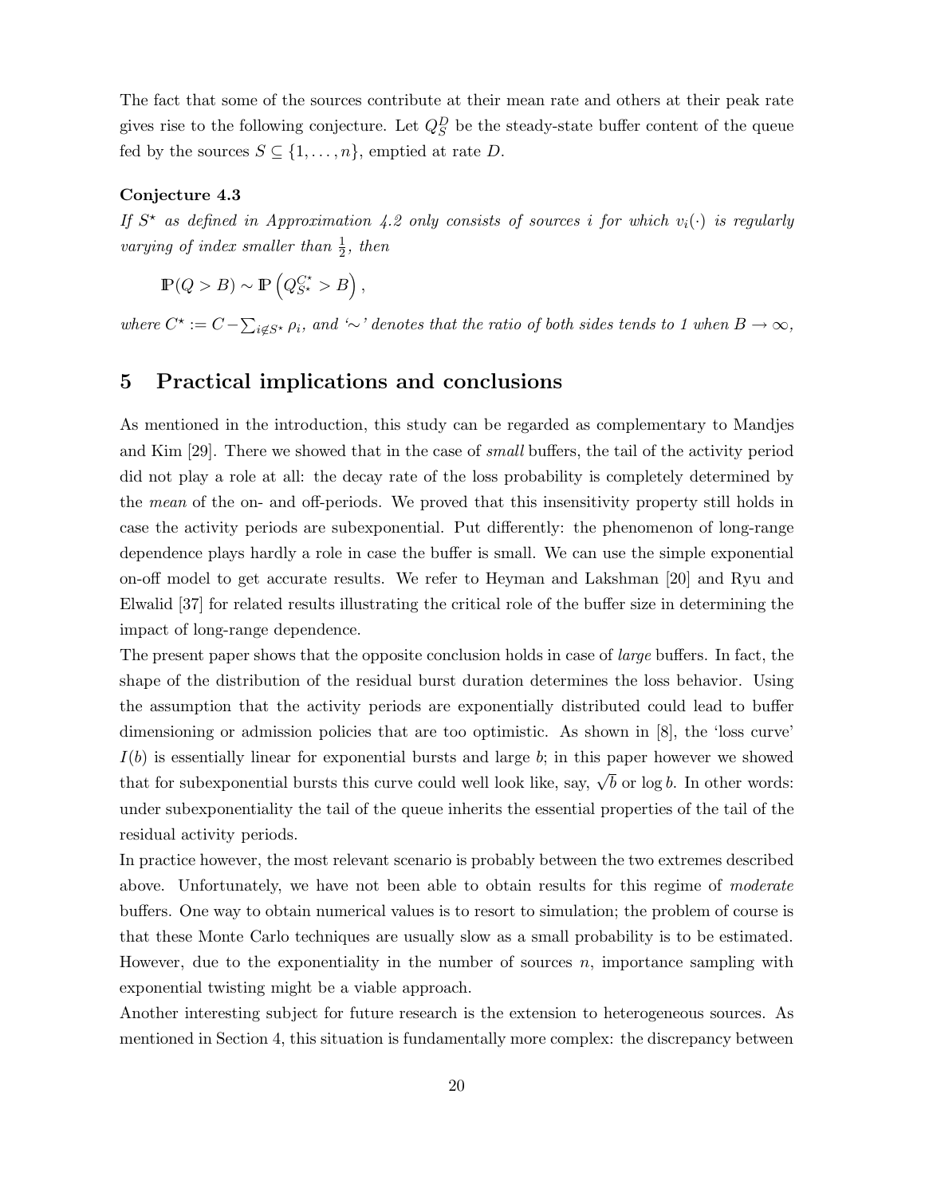The fact that some of the sources contribute at their mean rate and others at their peak rate gives rise to the following conjecture. Let $Q_S^D$ be the steady-state buffer content of the queue fed by the sources $S \subseteq \{1, \ldots, n\}$, emptied at rate $D$.

**Conjecture 4.3**

*If $S^\star$ as defined in Approximation 4.2 only consists of sources $i$ for which $v_i(\cdot)$ is regularly varying of index smaller than $\frac{1}{2}$, then*

$$\mathbb{P}(Q > B) \sim \mathbb{P}\left(Q_{S^\star}^{C^\star} > B\right),$$

*where $C^\star := C - \sum_{i \notin S^\star} \rho_i$, and '$\sim$' denotes that the ratio of both sides tends to 1 when $B \to \infty$,*

## 5 Practical implications and conclusions

As mentioned in the introduction, this study can be regarded as complementary to Mandjes and Kim [29]. There we showed that in the case of *small* buffers, the tail of the activity period did not play a role at all: the decay rate of the loss probability is completely determined by the *mean* of the on- and off-periods. We proved that this insensitivity property still holds in case the activity periods are subexponential. Put differently: the phenomenon of long-range dependence plays hardly a role in case the buffer is small. We can use the simple exponential on-off model to get accurate results. We refer to Heyman and Lakshman [20] and Ryu and Elwalid [37] for related results illustrating the critical role of the buffer size in determining the impact of long-range dependence.

The present paper shows that the opposite conclusion holds in case of *large* buffers. In fact, the shape of the distribution of the residual burst duration determines the loss behavior. Using the assumption that the activity periods are exponentially distributed could lead to buffer dimensioning or admission policies that are too optimistic. As shown in [8], the 'loss curve' $I(b)$ is essentially linear for exponential bursts and large $b$; in this paper however we showed that for subexponential bursts this curve could well look like, say, $\sqrt{b}$ or $\log b$. In other words: under subexponentiality the tail of the queue inherits the essential properties of the tail of the residual activity periods.

In practice however, the most relevant scenario is probably between the two extremes described above. Unfortunately, we have not been able to obtain results for this regime of *moderate* buffers. One way to obtain numerical values is to resort to simulation; the problem of course is that these Monte Carlo techniques are usually slow as a small probability is to be estimated. However, due to the exponentiality in the number of sources $n$, importance sampling with exponential twisting might be a viable approach.

Another interesting subject for future research is the extension to heterogeneous sources. As mentioned in Section 4, this situation is fundamentally more complex: the discrepancy between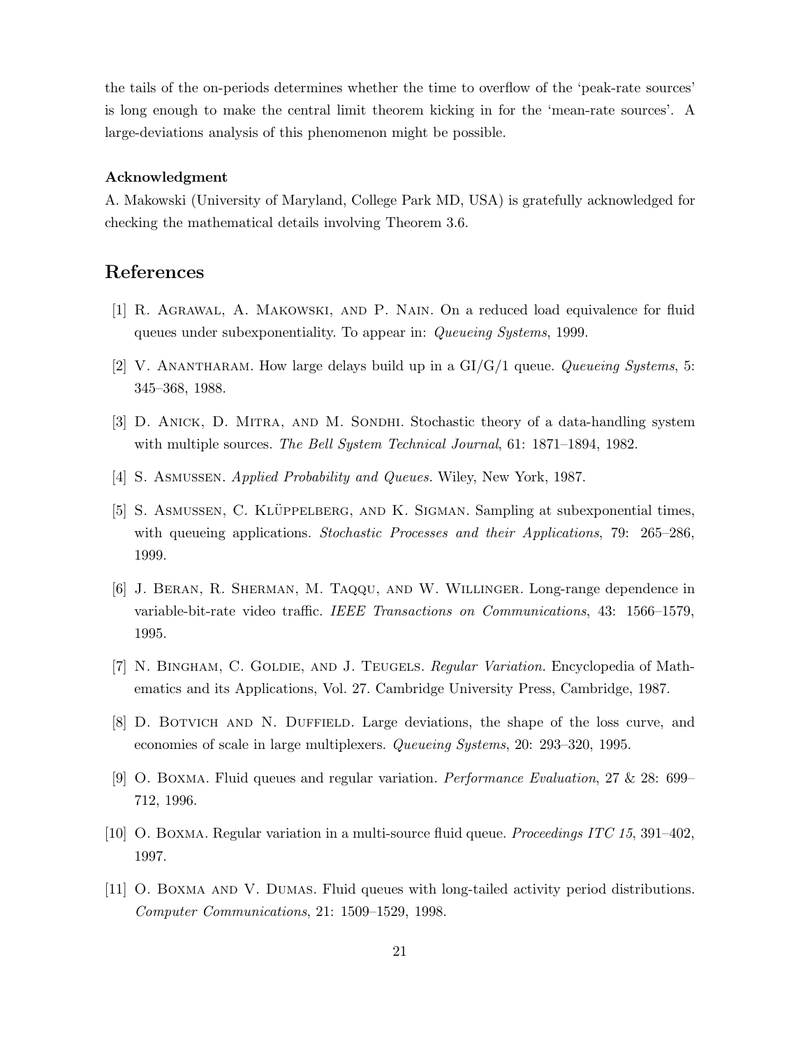the tails of the on-periods determines whether the time to overflow of the 'peak-rate sources' is long enough to make the central limit theorem kicking in for the 'mean-rate sources'. A large-deviations analysis of this phenomenon might be possible.

**Acknowledgment**

A. Makowski (University of Maryland, College Park MD, USA) is gratefully acknowledged for checking the mathematical details involving Theorem 3.6.

## References

[1] R. Agrawal, A. Makowski, and P. Nain. On a reduced load equivalence for fluid queues under subexponentiality. To appear in: *Queueing Systems*, 1999.

[2] V. Anantharam. How large delays build up in a GI/G/1 queue. *Queueing Systems*, 5: 345–368, 1988.

[3] D. Anick, D. Mitra, and M. Sondhi. Stochastic theory of a data-handling system with multiple sources. *The Bell System Technical Journal*, 61: 1871–1894, 1982.

[4] S. Asmussen. *Applied Probability and Queues.* Wiley, New York, 1987.

[5] S. Asmussen, C. Klüppelberg, and K. Sigman. Sampling at subexponential times, with queueing applications. *Stochastic Processes and their Applications*, 79: 265–286, 1999.

[6] J. Beran, R. Sherman, M. Taqqu, and W. Willinger. Long-range dependence in variable-bit-rate video traffic. *IEEE Transactions on Communications*, 43: 1566–1579, 1995.

[7] N. Bingham, C. Goldie, and J. Teugels. *Regular Variation.* Encyclopedia of Mathematics and its Applications, Vol. 27. Cambridge University Press, Cambridge, 1987.

[8] D. Botvich and N. Duffield. Large deviations, the shape of the loss curve, and economies of scale in large multiplexers. *Queueing Systems*, 20: 293–320, 1995.

[9] O. Boxma. Fluid queues and regular variation. *Performance Evaluation*, 27 & 28: 699–712, 1996.

[10] O. Boxma. Regular variation in a multi-source fluid queue. *Proceedings ITC 15*, 391–402, 1997.

[11] O. Boxma and V. Dumas. Fluid queues with long-tailed activity period distributions. *Computer Communications*, 21: 1509–1529, 1998.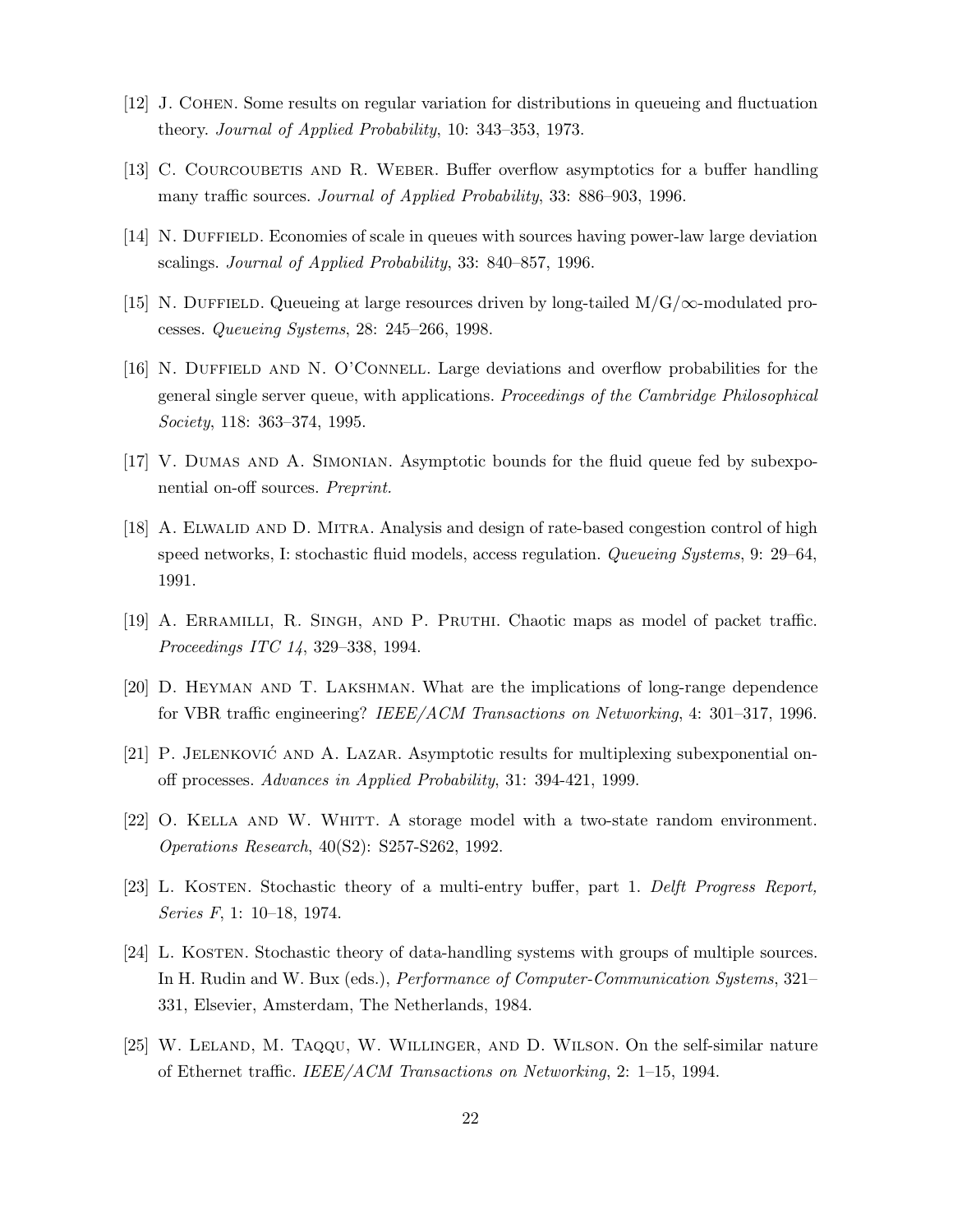[12] J. Cohen. Some results on regular variation for distributions in queueing and fluctuation theory. *Journal of Applied Probability*, 10: 343–353, 1973.

[13] C. Courcoubetis and R. Weber. Buffer overflow asymptotics for a buffer handling many traffic sources. *Journal of Applied Probability*, 33: 886–903, 1996.

[14] N. Duffield. Economies of scale in queues with sources having power-law large deviation scalings. *Journal of Applied Probability*, 33: 840–857, 1996.

[15] N. Duffield. Queueing at large resources driven by long-tailed $M/G/\infty$-modulated processes. *Queueing Systems*, 28: 245–266, 1998.

[16] N. Duffield and N. O'Connell. Large deviations and overflow probabilities for the general single server queue, with applications. *Proceedings of the Cambridge Philosophical Society*, 118: 363–374, 1995.

[17] V. Dumas and A. Simonian. Asymptotic bounds for the fluid queue fed by subexponential on-off sources. *Preprint.*

[18] A. Elwalid and D. Mitra. Analysis and design of rate-based congestion control of high speed networks, I: stochastic fluid models, access regulation. *Queueing Systems*, 9: 29–64, 1991.

[19] A. Erramilli, R. Singh, and P. Pruthi. Chaotic maps as model of packet traffic. *Proceedings ITC 14*, 329–338, 1994.

[20] D. Heyman and T. Lakshman. What are the implications of long-range dependence for VBR traffic engineering? *IEEE/ACM Transactions on Networking*, 4: 301–317, 1996.

[21] P. Jelenković and A. Lazar. Asymptotic results for multiplexing subexponential on-off processes. *Advances in Applied Probability*, 31: 394-421, 1999.

[22] O. Kella and W. Whitt. A storage model with a two-state random environment. *Operations Research*, 40(S2): S257-S262, 1992.

[23] L. Kosten. Stochastic theory of a multi-entry buffer, part 1. *Delft Progress Report, Series F*, 1: 10–18, 1974.

[24] L. Kosten. Stochastic theory of data-handling systems with groups of multiple sources. In H. Rudin and W. Bux (eds.), *Performance of Computer-Communication Systems*, 321–331, Elsevier, Amsterdam, The Netherlands, 1984.

[25] W. Leland, M. Taqqu, W. Willinger, and D. Wilson. On the self-similar nature of Ethernet traffic. *IEEE/ACM Transactions on Networking*, 2: 1–15, 1994.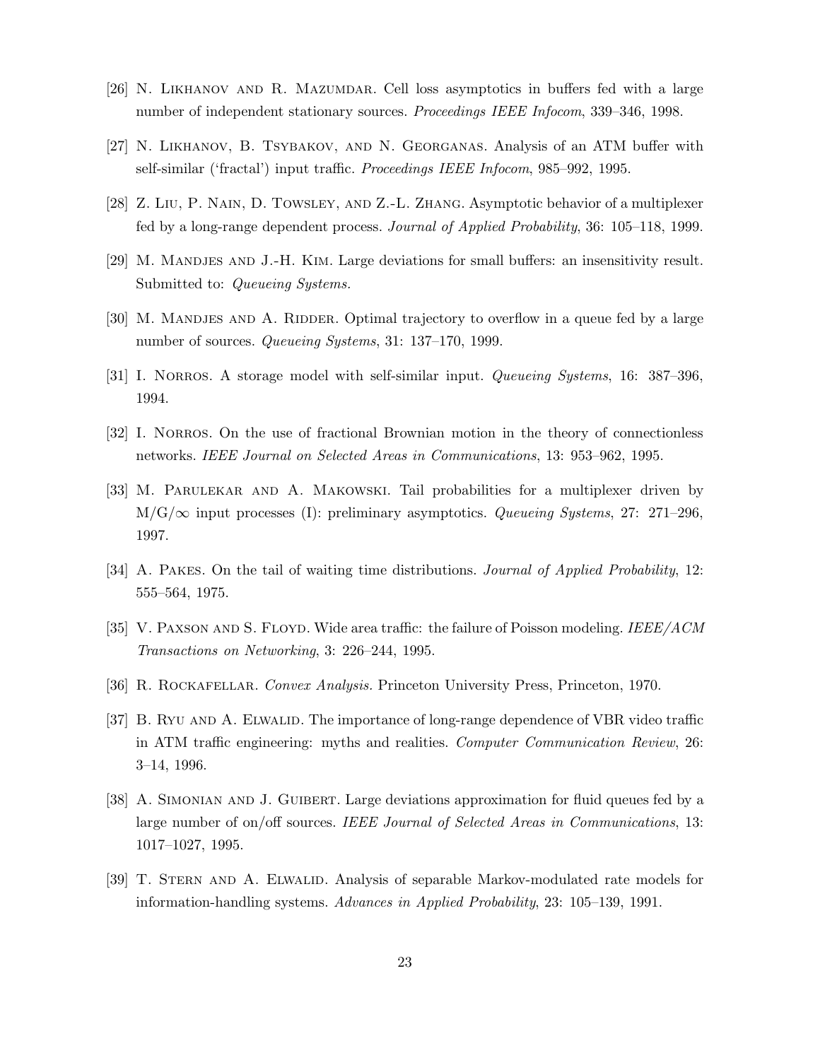[26] N. Likhanov and R. Mazumdar. Cell loss asymptotics in buffers fed with a large number of independent stationary sources. *Proceedings IEEE Infocom*, 339–346, 1998.

[27] N. Likhanov, B. Tsybakov, and N. Georganas. Analysis of an ATM buffer with self-similar ('fractal') input traffic. *Proceedings IEEE Infocom*, 985–992, 1995.

[28] Z. Liu, P. Nain, D. Towsley, and Z.-L. Zhang. Asymptotic behavior of a multiplexer fed by a long-range dependent process. *Journal of Applied Probability*, 36: 105–118, 1999.

[29] M. Mandjes and J.-H. Kim. Large deviations for small buffers: an insensitivity result. Submitted to: *Queueing Systems.*

[30] M. Mandjes and A. Ridder. Optimal trajectory to overflow in a queue fed by a large number of sources. *Queueing Systems*, 31: 137–170, 1999.

[31] I. Norros. A storage model with self-similar input. *Queueing Systems*, 16: 387–396, 1994.

[32] I. Norros. On the use of fractional Brownian motion in the theory of connectionless networks. *IEEE Journal on Selected Areas in Communications*, 13: 953–962, 1995.

[33] M. Parulekar and A. Makowski. Tail probabilities for a multiplexer driven by $M/G/\infty$ input processes (I): preliminary asymptotics. *Queueing Systems*, 27: 271–296, 1997.

[34] A. Pakes. On the tail of waiting time distributions. *Journal of Applied Probability*, 12: 555–564, 1975.

[35] V. Paxson and S. Floyd. Wide area traffic: the failure of Poisson modeling. *IEEE/ACM Transactions on Networking*, 3: 226–244, 1995.

[36] R. Rockafellar. *Convex Analysis.* Princeton University Press, Princeton, 1970.

[37] B. Ryu and A. Elwalid. The importance of long-range dependence of VBR video traffic in ATM traffic engineering: myths and realities. *Computer Communication Review*, 26: 3–14, 1996.

[38] A. Simonian and J. Guibert. Large deviations approximation for fluid queues fed by a large number of on/off sources. *IEEE Journal of Selected Areas in Communications*, 13: 1017–1027, 1995.

[39] T. Stern and A. Elwalid. Analysis of separable Markov-modulated rate models for information-handling systems. *Advances in Applied Probability*, 23: 105–139, 1991.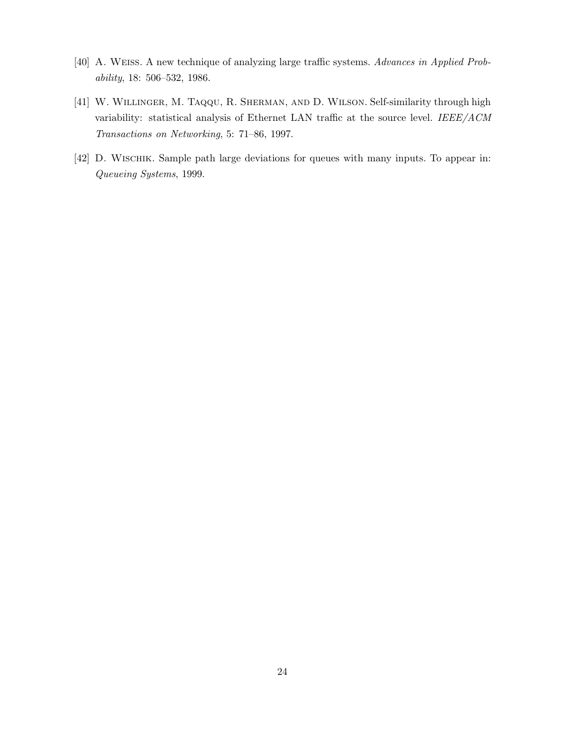[40] A. Weiss. A new technique of analyzing large traffic systems. *Advances in Applied Probability*, 18: 506–532, 1986.

[41] W. Willinger, M. Taqqu, R. Sherman, and D. Wilson. Self-similarity through high variability: statistical analysis of Ethernet LAN traffic at the source level. *IEEE/ACM Transactions on Networking*, 5: 71–86, 1997.

[42] D. Wischik. Sample path large deviations for queues with many inputs. To appear in: *Queueing Systems*, 1999.